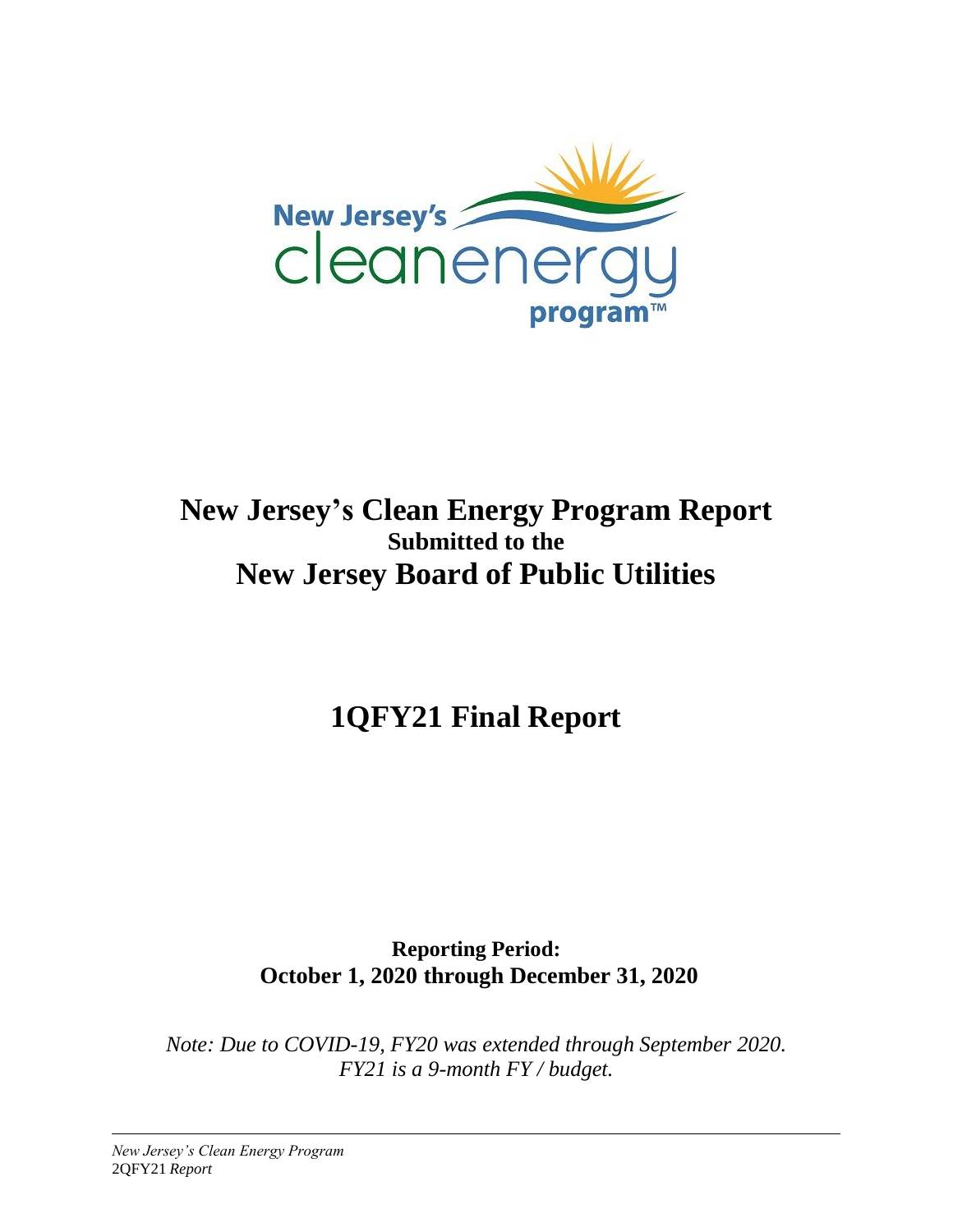# New Jersey's Clean Energy Program Report

**Submitted to the**

# New Jersey Board of Public Utilities

# 1QFY21 Final Report

**Reporting Period:**
**October 1, 2020 through December 31, 2020**

*Note: Due to COVID-19, FY20 was extended through September 2020. FY21 is a 9-month FY / budget.*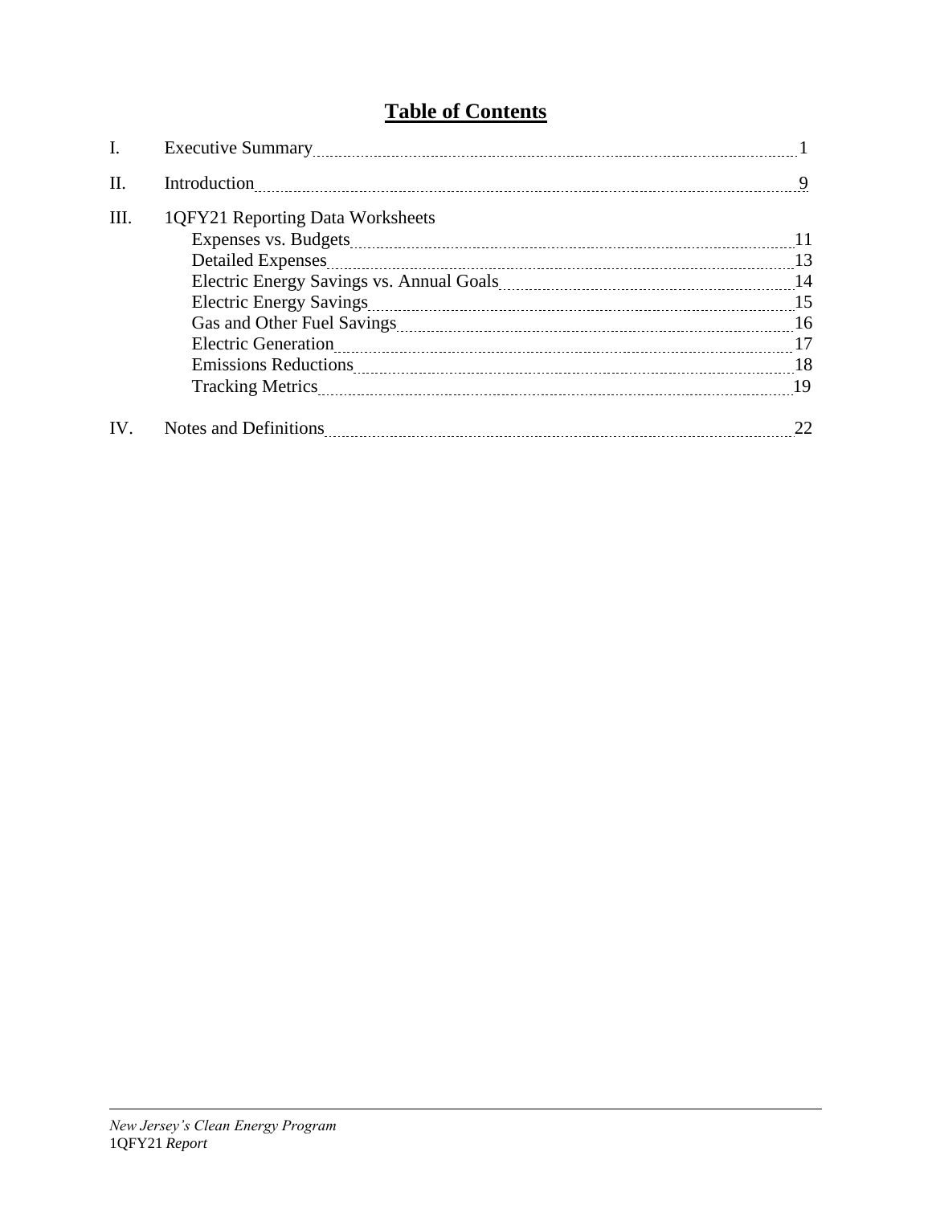# Table of Contents

| | | |
|---|---|---|
| I. | Executive Summary | 1 |
| II. | Introduction | 9 |
| III. | 1QFY21 Reporting Data Worksheets | |
| | Expenses vs. Budgets | 11 |
| | Detailed Expenses | 13 |
| | Electric Energy Savings vs. Annual Goals | 14 |
| | Electric Energy Savings | 15 |
| | Gas and Other Fuel Savings | 16 |
| | Electric Generation | 17 |
| | Emissions Reductions | 18 |
| | Tracking Metrics | 19 |
| IV. | Notes and Definitions | 22 |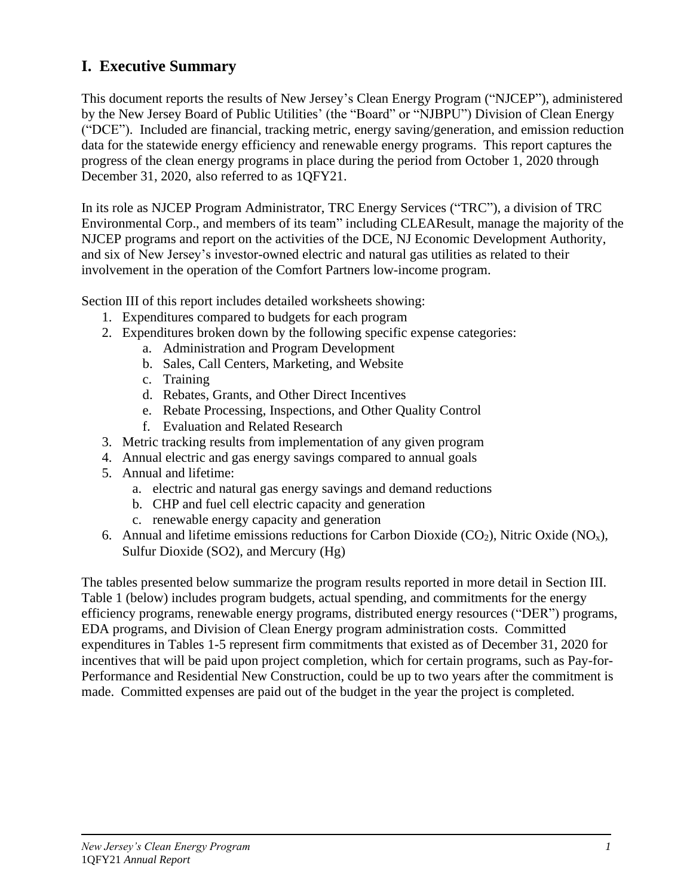## I. Executive Summary

This document reports the results of New Jersey's Clean Energy Program ("NJCEP"), administered by the New Jersey Board of Public Utilities' (the "Board" or "NJBPU") Division of Clean Energy ("DCE"). Included are financial, tracking metric, energy saving/generation, and emission reduction data for the statewide energy efficiency and renewable energy programs. This report captures the progress of the clean energy programs in place during the period from October 1, 2020 through December 31, 2020, also referred to as 1QFY21.

In its role as NJCEP Program Administrator, TRC Energy Services ("TRC"), a division of TRC Environmental Corp., and members of its team" including CLEAResult, manage the majority of the NJCEP programs and report on the activities of the DCE, NJ Economic Development Authority, and six of New Jersey's investor-owned electric and natural gas utilities as related to their involvement in the operation of the Comfort Partners low-income program.

Section III of this report includes detailed worksheets showing:

1. Expenditures compared to budgets for each program
2. Expenditures broken down by the following specific expense categories:
   a. Administration and Program Development
   b. Sales, Call Centers, Marketing, and Website
   c. Training
   d. Rebates, Grants, and Other Direct Incentives
   e. Rebate Processing, Inspections, and Other Quality Control
   f. Evaluation and Related Research
3. Metric tracking results from implementation of any given program
4. Annual electric and gas energy savings compared to annual goals
5. Annual and lifetime:
   a. electric and natural gas energy savings and demand reductions
   b. CHP and fuel cell electric capacity and generation
   c. renewable energy capacity and generation
6. Annual and lifetime emissions reductions for Carbon Dioxide ($CO_2$), Nitric Oxide ($NO_x$), Sulfur Dioxide (SO2), and Mercury (Hg)

The tables presented below summarize the program results reported in more detail in Section III. Table 1 (below) includes program budgets, actual spending, and commitments for the energy efficiency programs, renewable energy programs, distributed energy resources ("DER") programs, EDA programs, and Division of Clean Energy program administration costs. Committed expenditures in Tables 1-5 represent firm commitments that existed as of December 31, 2020 for incentives that will be paid upon project completion, which for certain programs, such as Pay-for-Performance and Residential New Construction, could be up to two years after the commitment is made. Committed expenses are paid out of the budget in the year the project is completed.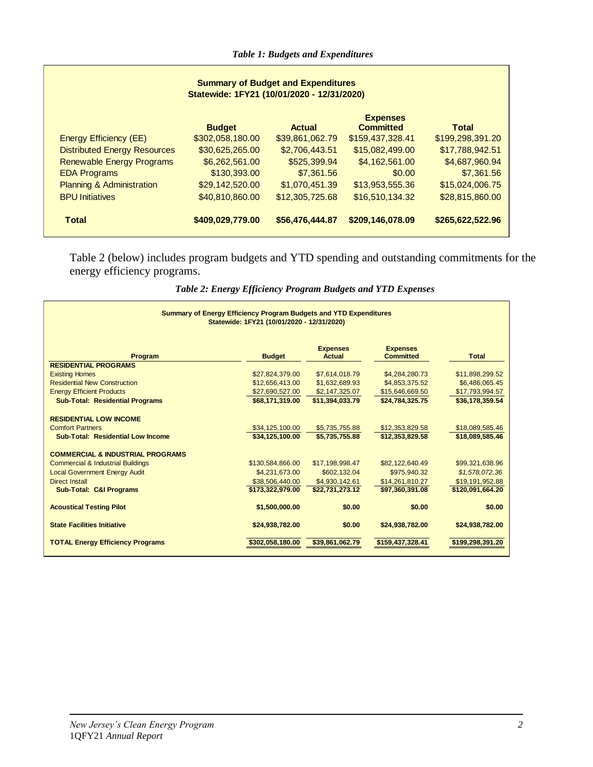*Table 1: Budgets and Expenditures*

| Summary of Budget and Expenditures<br>Statewide: 1FY21 (10/01/2020 - 12/31/2020) | | | | |
|---|---|---|---|---|
| | **Budget** | **Actual** | **Expenses Committed** | **Total** |
| Energy Efficiency (EE) | $302,058,180.00 | $39,861,062.79 | $159,437,328.41 | $199,298,391.20 |
| Distributed Energy Resources | $30,625,265.00 | $2,706,443.51 | $15,082,499.00 | $17,788,942.51 |
| Renewable Energy Programs | $6,262,561.00 | $525,399.94 | $4,162,561.00 | $4,687,960.94 |
| EDA Programs | $130,393.00 | $7,361.56 | $0.00 | $7,361.56 |
| Planning & Administration | $29,142,520.00 | $1,070,451.39 | $13,953,555.36 | $15,024,006.75 |
| BPU Initiatives | $40,810,860.00 | $12,305,725.68 | $16,510,134.32 | $28,815,860.00 |
| **Total** | **$409,029,779.00** | **$56,476,444.87** | **$209,146,078.09** | **$265,622,522.96** |

Table 2 (below) includes program budgets and YTD spending and outstanding commitments for the energy efficiency programs.

*Table 2: Energy Efficiency Program Budgets and YTD Expenses*

| Summary of Energy Efficiency Program Budgets and YTD Expenditures<br>Statewide: 1FY21 (10/01/2020 - 12/31/2020) | | | | |
|---|---|---|---|---|
| **Program** | **Budget** | **Expenses Actual** | **Expenses Committed** | **Total** |
| **RESIDENTIAL PROGRAMS** | | | | |
| Existing Homes | $27,824,379.00 | $7,614,018.79 | $4,284,280.73 | $11,898,299.52 |
| Residential New Construction | $12,656,413.00 | $1,632,689.93 | $4,853,375.52 | $6,486,065.45 |
| Energy Efficient Products | $27,690,527.00 | $2,147,325.07 | $15,646,669.50 | $17,793,994.57 |
| **Sub-Total: Residential Programs** | **$68,171,319.00** | **$11,394,033.79** | **$24,784,325.75** | **$36,178,359.54** |
| **RESIDENTIAL LOW INCOME** | | | | |
| Comfort Partners | $34,125,100.00 | $5,735,755.88 | $12,353,829.58 | $18,089,585.46 |
| **Sub-Total: Residential Low Income** | **$34,125,100.00** | **$5,735,755.88** | **$12,353,829.58** | **$18,089,585.46** |
| **COMMERCIAL & INDUSTRIAL PROGRAMS** | | | | |
| Commercial & Industrial Buildings | $130,584,866.00 | $17,198,998.47 | $82,122,640.49 | $99,321,638.96 |
| Local Government Energy Audit | $4,231,673.00 | $602,132.04 | $975,940.32 | *$1,578,072.36* |
| Direct Install | $38,506,440.00 | $4,930,142.61 | $14,261,810.27 | $19,191,952.88 |
| **Sub-Total: C&I Programs** | **$173,322,979.00** | **$22,731,273.12** | **$97,360,391.08** | **$120,091,664.20** |
| **Acoustical Testing Pilot** | **$1,500,000.00** | **$0.00** | **$0.00** | **$0.00** |
| **State Facilities Initiative** | **$24,938,782.00** | **$0.00** | **$24,938,782.00** | **$24,938,782.00** |
| **TOTAL Energy Efficiency Programs** | **$302,058,180.00** | **$39,861,062.79** | **$159,437,328.41** | **$199,298,391.20** |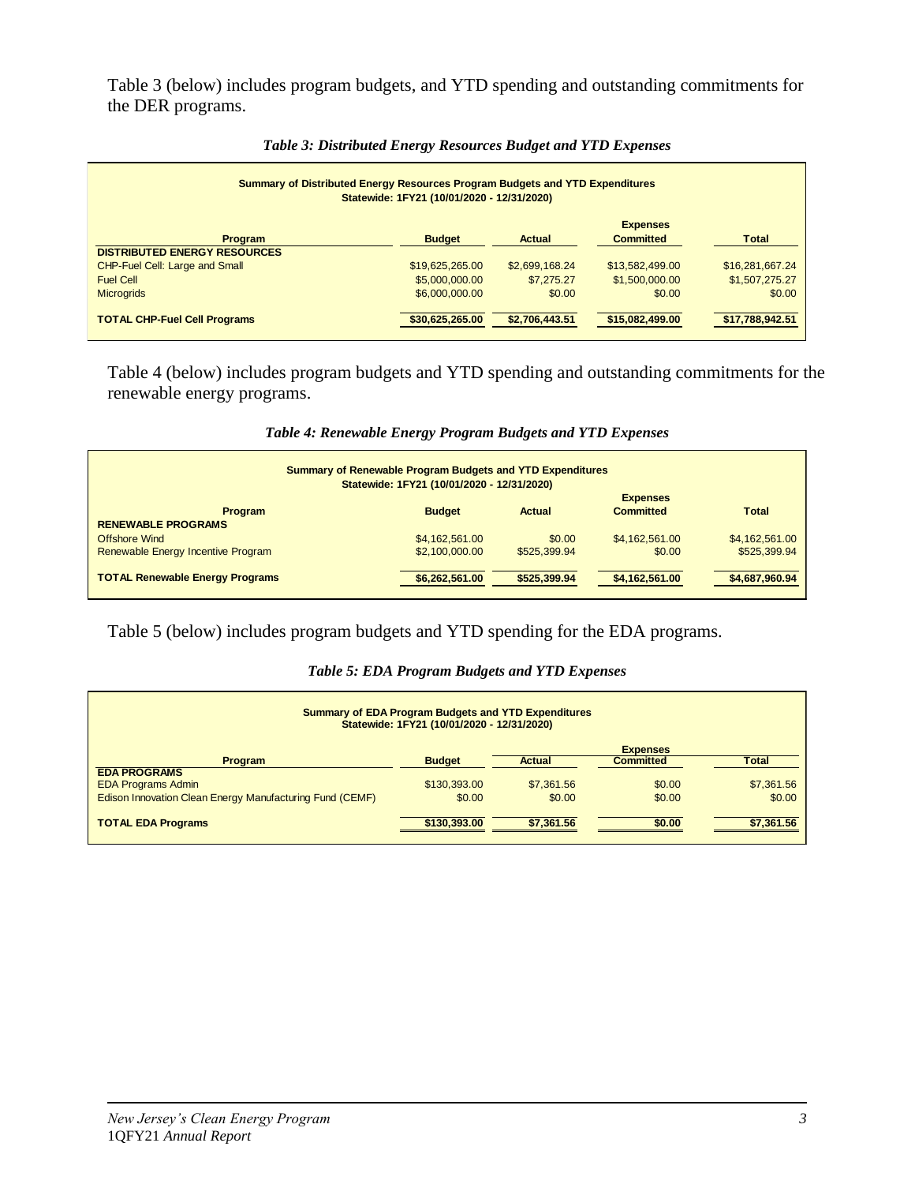Table 3 (below) includes program budgets, and YTD spending and outstanding commitments for the DER programs.

*Table 3: Distributed Energy Resources Budget and YTD Expenses*

**Summary of Distributed Energy Resources Program Budgets and YTD Expenditures**
**Statewide: 1FY21 (10/01/2020 - 12/31/2020)**

| Program | Budget | Actual | Expenses Committed | Total |
|---|---|---|---|---|
| **DISTRIBUTED ENERGY RESOURCES** | | | | |
| CHP-Fuel Cell: Large and Small | $19,625,265.00 | $2,699,168.24 | $13,582,499.00 | $16,281,667.24 |
| Fuel Cell | $5,000,000.00 | $7,275.27 | $1,500,000.00 | $1,507,275.27 |
| Microgrids | $6,000,000.00 | $0.00 | $0.00 | $0.00 |
| **TOTAL CHP-Fuel Cell Programs** | **$30,625,265.00** | **$2,706,443.51** | **$15,082,499.00** | **$17,788,942.51** |

Table 4 (below) includes program budgets and YTD spending and outstanding commitments for the renewable energy programs.

*Table 4: Renewable Energy Program Budgets and YTD Expenses*

**Summary of Renewable Program Budgets and YTD Expenditures**
**Statewide: 1FY21 (10/01/2020 - 12/31/2020)**

| Program | Budget | Actual | Expenses Committed | Total |
|---|---|---|---|---|
| **RENEWABLE PROGRAMS** | | | | |
| Offshore Wind | $4,162,561.00 | $0.00 | $4,162,561.00 | $4,162,561.00 |
| Renewable Energy Incentive Program | $2,100,000.00 | $525,399.94 | $0.00 | $525,399.94 |
| **TOTAL Renewable Energy Programs** | **$6,262,561.00** | **$525,399.94** | **$4,162,561.00** | **$4,687,960.94** |

Table 5 (below) includes program budgets and YTD spending for the EDA programs.

*Table 5: EDA Program Budgets and YTD Expenses*

**Summary of EDA Program Budgets and YTD Expenditures**
**Statewide: 1FY21 (10/01/2020 - 12/31/2020)**

| Program | Budget | Actual | Expenses Committed | Total |
|---|---|---|---|---|
| **EDA PROGRAMS** | | | | |
| EDA Programs Admin | $130,393.00 | $7,361.56 | $0.00 | $7,361.56 |
| Edison Innovation Clean Energy Manufacturing Fund (CEMF) | $0.00 | $0.00 | $0.00 | $0.00 |
| **TOTAL EDA Programs** | **$130,393.00** | **$7,361.56** | **$0.00** | **$7,361.56** |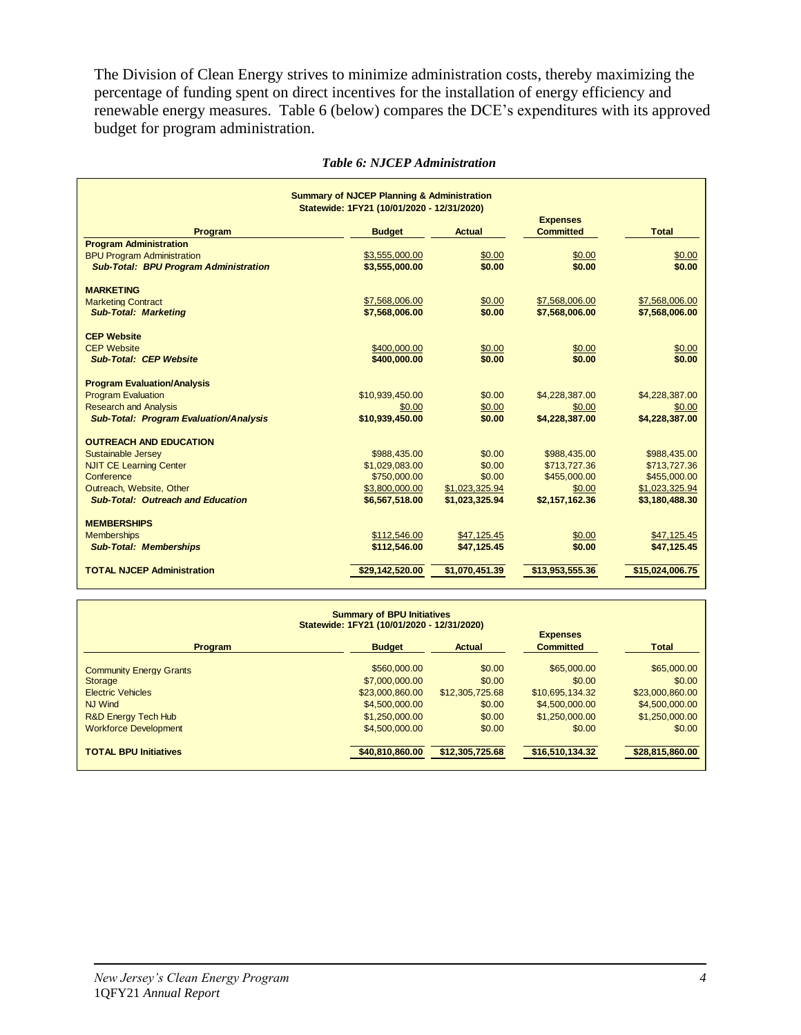The Division of Clean Energy strives to minimize administration costs, thereby maximizing the percentage of funding spent on direct incentives for the installation of energy efficiency and renewable energy measures. Table 6 (below) compares the DCE's expenditures with its approved budget for program administration.

*Table 6: NJCEP Administration*

**Summary of NJCEP Planning & Administration**
**Statewide: 1FY21 (10/01/2020 - 12/31/2020)**

| Program | Budget | Actual | Expenses Committed | Total |
|---|---|---|---|---|
| **Program Administration** | | | | |
| BPU Program Administration | $3,555,000.00 | $0.00 | $0.00 | $0.00 |
| ***Sub-Total: BPU Program Administration*** | **$3,555,000.00** | **$0.00** | **$0.00** | **$0.00** |
| **MARKETING** | | | | |
| Marketing Contract | $7,568,006.00 | $0.00 | $7,568,006.00 | $7,568,006.00 |
| ***Sub-Total: Marketing*** | **$7,568,006.00** | **$0.00** | **$7,568,006.00** | **$7,568,006.00** |
| **CEP Website** | | | | |
| CEP Website | $400,000.00 | $0.00 | $0.00 | $0.00 |
| ***Sub-Total: CEP Website*** | **$400,000.00** | **$0.00** | **$0.00** | **$0.00** |
| **Program Evaluation/Analysis** | | | | |
| Program Evaluation | $10,939,450.00 | $0.00 | $4,228,387.00 | $4,228,387.00 |
| Research and Analysis | $0.00 | $0.00 | $0.00 | $0.00 |
| ***Sub-Total: Program Evaluation/Analysis*** | **$10,939,450.00** | **$0.00** | **$4,228,387.00** | **$4,228,387.00** |
| **OUTREACH AND EDUCATION** | | | | |
| Sustainable Jersey | $988,435.00 | $0.00 | $988,435.00 | $988,435.00 |
| NJIT CE Learning Center | $1,029,083.00 | $0.00 | $713,727.36 | $713,727.36 |
| Conference | $750,000.00 | $0.00 | $455,000.00 | $455,000.00 |
| Outreach, Website, Other | $3,800,000.00 | $1,023,325.94 | $0.00 | $1,023,325.94 |
| ***Sub-Total: Outreach and Education*** | **$6,567,518.00** | **$1,023,325.94** | **$2,157,162.36** | **$3,180,488.30** |
| **MEMBERSHIPS** | | | | |
| Memberships | $112,546.00 | $47,125.45 | $0.00 | $47,125.45 |
| ***Sub-Total: Memberships*** | **$112,546.00** | **$47,125.45** | **$0.00** | **$47,125.45** |
| **TOTAL NJCEP Administration** | **$29,142,520.00** | **$1,070,451.39** | **$13,953,555.36** | **$15,024,006.75** |

**Summary of BPU Initiatives**
**Statewide: 1FY21 (10/01/2020 - 12/31/2020)**

| Program | Budget | Actual | Expenses Committed | Total |
|---|---|---|---|---|
| Community Energy Grants | $560,000.00 | $0.00 | $65,000.00 | $65,000.00 |
| Storage | $7,000,000.00 | $0.00 | $0.00 | $0.00 |
| Electric Vehicles | $23,000,860.00 | $12,305,725.68 | $10,695,134.32 | $23,000,860.00 |
| NJ Wind | $4,500,000.00 | $0.00 | $4,500,000.00 | $4,500,000.00 |
| R&D Energy Tech Hub | $1,250,000.00 | $0.00 | $1,250,000.00 | $1,250,000.00 |
| Workforce Development | $4,500,000.00 | $0.00 | $0.00 | $0.00 |
| **TOTAL BPU Initiatives** | **$40,810,860.00** | **$12,305,725.68** | **$16,510,134.32** | **$28,815,860.00** |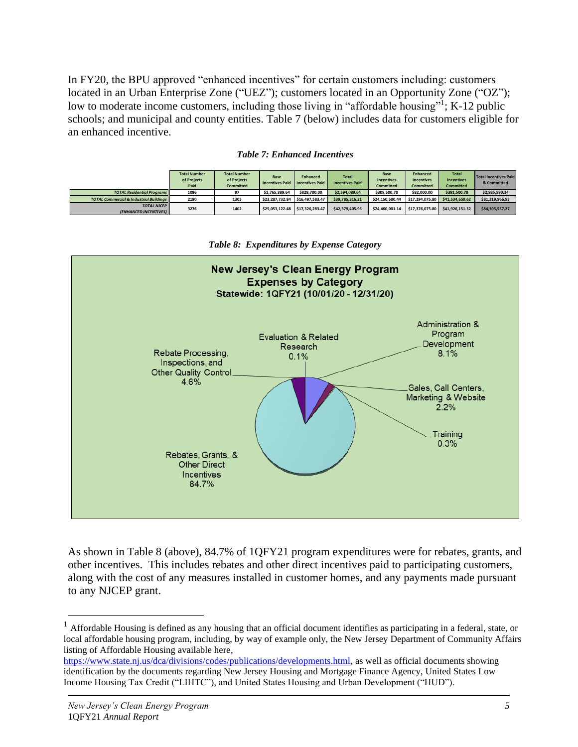In FY20, the BPU approved "enhanced incentives" for certain customers including: customers located in an Urban Enterprise Zone ("UEZ"); customers located in an Opportunity Zone ("OZ"); low to moderate income customers, including those living in "affordable housing"[1]; K-12 public schools; and municipal and county entities. Table 7 (below) includes data for customers eligible for an enhanced incentive.

*Table 7: Enhanced Incentives*

| | Total Number of Projects Paid | Total Number of Projects Committed | Base Incentives Paid | Enhanced Incentives Paid | Total Incentives Paid | Base Incentives Committed | Enhanced Incentives Committed | Total Incentives Committed | Total Incentives Paid & Committed |
|---|---|---|---|---|---|---|---|---|---|
| TOTAL Residential Programs | 1096 | 97 | $1,765,389.64 | $828,700.00 | $2,594,089.64 | $309,500.70 | $82,000.00 | $391,500.70 | $2,985,590.34 |
| TOTAL Commercial & Industrial Buildings | 2180 | 1305 | $23,287,732.84 | $16,497,583.47 | $39,785,316.31 | $24,150,500.44 | $17,294,075.80 | $41,534,650.62 | $81,319,966.93 |
| TOTAL NJCEP (ENHANCED INCENTIVES) | 3276 | 1402 | $25,053,122.48 | $17,326,283.47 | $42,379,405.95 | $24,460,001.14 | $17,376,075.80 | $41,926,151.32 | $84,305,557.27 |

*Table 8: Expenditures by Expense Category*

**New Jersey's Clean Energy Program**
**Expenses by Category**
**Statewide: 1QFY21 (10/01/20 - 12/31/20)**

| Category | Share |
|---|---|
| Rebates, Grants, & Other Direct Incentives | 84.7% |
| Administration & Program Development | 8.1% |
| Rebate Processing, Inspections, and Other Quality Control | 4.6% |
| Sales, Call Centers, Marketing & Website | 2.2% |
| Training | 0.3% |
| Evaluation & Related Research | 0.1% |

As shown in Table 8 (above), 84.7% of 1QFY21 program expenditures were for rebates, grants, and other incentives. This includes rebates and other direct incentives paid to participating customers, along with the cost of any measures installed in customer homes, and any payments made pursuant to any NJCEP grant.

---

[1] Affordable Housing is defined as any housing that an official document identifies as participating in a federal, state, or local affordable housing program, including, by way of example only, the New Jersey Department of Community Affairs listing of Affordable Housing available here, https://www.state.nj.us/dca/divisions/codes/publications/developments.html, as well as official documents showing identification by the documents regarding New Jersey Housing and Mortgage Finance Agency, United States Low Income Housing Tax Credit ("LIHTC"), and United States Housing and Urban Development ("HUD").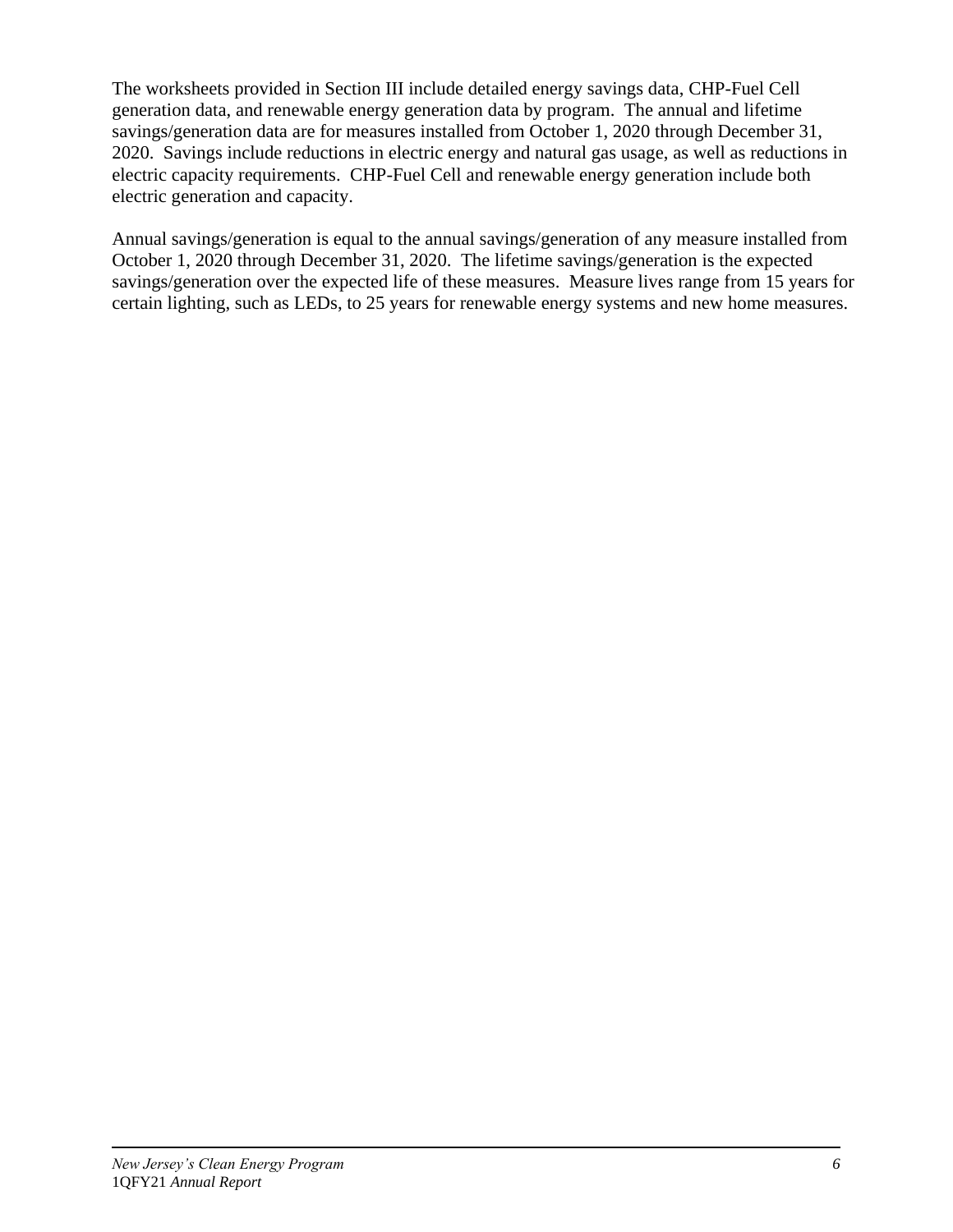The worksheets provided in Section III include detailed energy savings data, CHP-Fuel Cell generation data, and renewable energy generation data by program. The annual and lifetime savings/generation data are for measures installed from October 1, 2020 through December 31, 2020. Savings include reductions in electric energy and natural gas usage, as well as reductions in electric capacity requirements. CHP-Fuel Cell and renewable energy generation include both electric generation and capacity.

Annual savings/generation is equal to the annual savings/generation of any measure installed from October 1, 2020 through December 31, 2020. The lifetime savings/generation is the expected savings/generation over the expected life of these measures. Measure lives range from 15 years for certain lighting, such as LEDs, to 25 years for renewable energy systems and new home measures.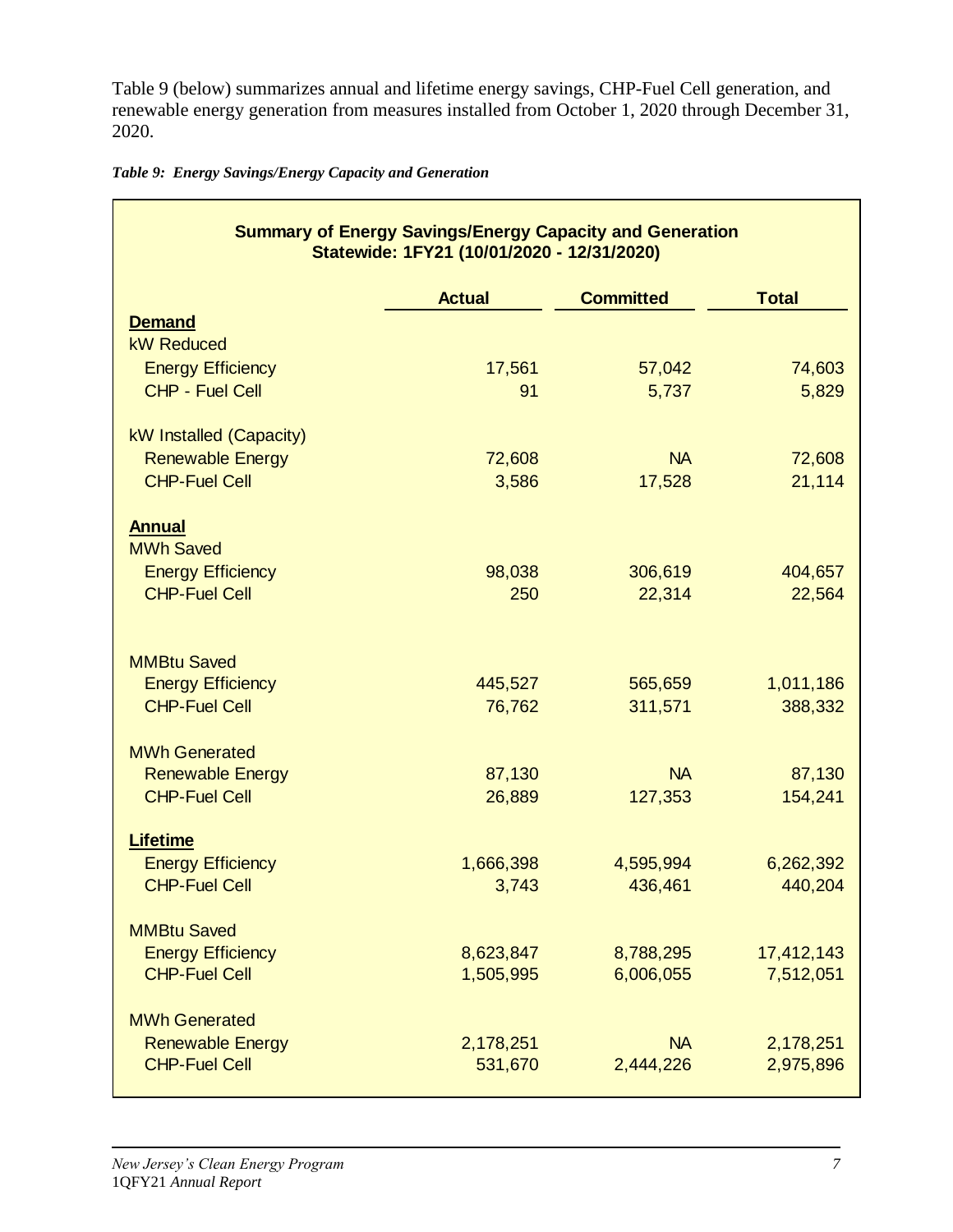Table 9 (below) summarizes annual and lifetime energy savings, CHP-Fuel Cell generation, and renewable energy generation from measures installed from October 1, 2020 through December 31, 2020.

*Table 9: Energy Savings/Energy Capacity and Generation*

| Summary of Energy Savings/Energy Capacity and Generation Statewide: 1FY21 (10/01/2020 - 12/31/2020) | Actual | Committed | Total |
|---|---|---|---|
| **Demand** | | | |
| kW Reduced | | | |
| Energy Efficiency | 17,561 | 57,042 | 74,603 |
| CHP - Fuel Cell | 91 | 5,737 | 5,829 |
| kW Installed (Capacity) | | | |
| Renewable Energy | 72,608 | NA | 72,608 |
| CHP-Fuel Cell | 3,586 | 17,528 | 21,114 |
| **Annual** | | | |
| MWh Saved | | | |
| Energy Efficiency | 98,038 | 306,619 | 404,657 |
| CHP-Fuel Cell | 250 | 22,314 | 22,564 |
| MMBtu Saved | | | |
| Energy Efficiency | 445,527 | 565,659 | 1,011,186 |
| CHP-Fuel Cell | 76,762 | 311,571 | 388,332 |
| MWh Generated | | | |
| Renewable Energy | 87,130 | NA | 87,130 |
| CHP-Fuel Cell | 26,889 | 127,353 | 154,241 |
| **Lifetime** | | | |
| Energy Efficiency | 1,666,398 | 4,595,994 | 6,262,392 |
| CHP-Fuel Cell | 3,743 | 436,461 | 440,204 |
| MMBtu Saved | | | |
| Energy Efficiency | 8,623,847 | 8,788,295 | 17,412,143 |
| CHP-Fuel Cell | 1,505,995 | 6,006,055 | 7,512,051 |
| MWh Generated | | | |
| Renewable Energy | 2,178,251 | NA | 2,178,251 |
| CHP-Fuel Cell | 531,670 | 2,444,226 | 2,975,896 |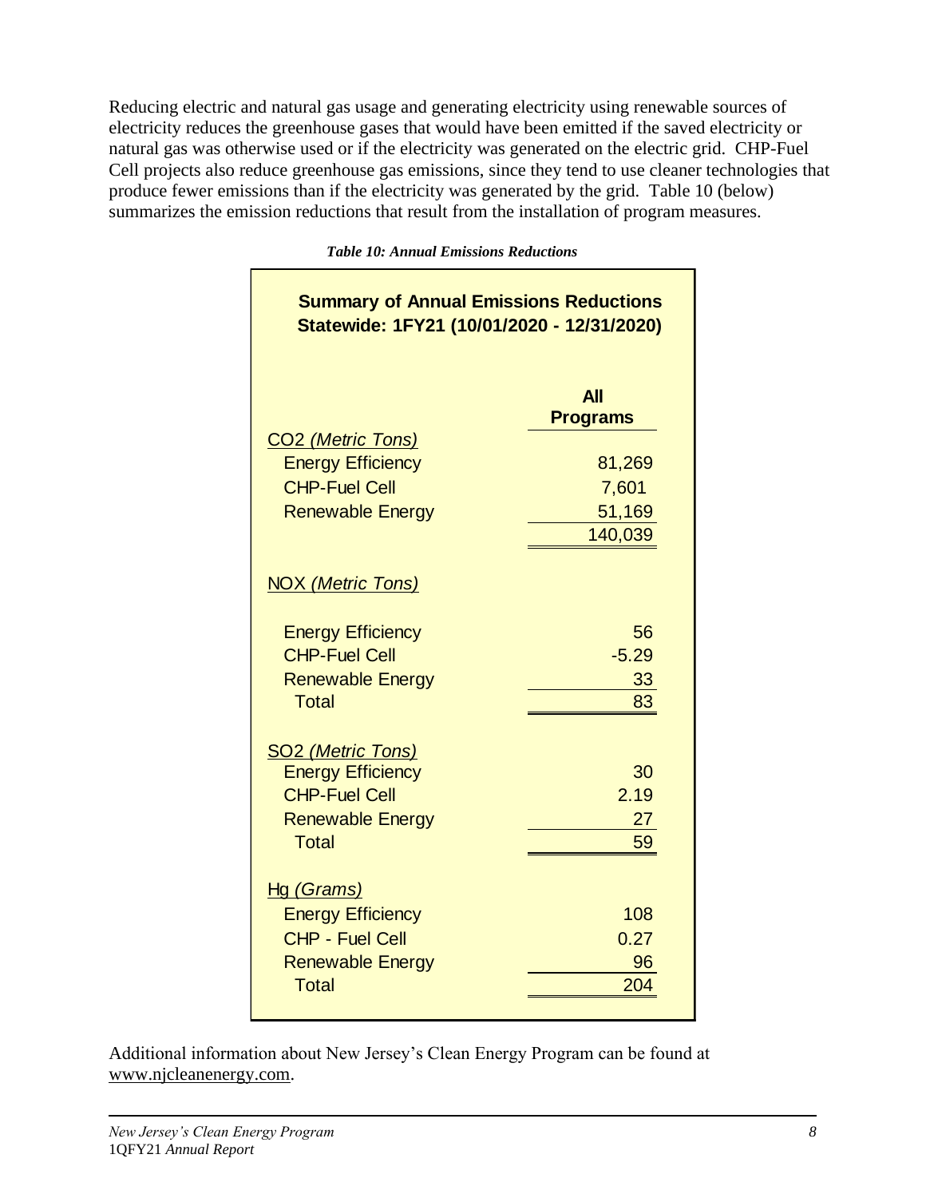Reducing electric and natural gas usage and generating electricity using renewable sources of electricity reduces the greenhouse gases that would have been emitted if the saved electricity or natural gas was otherwise used or if the electricity was generated on the electric grid. CHP-Fuel Cell projects also reduce greenhouse gas emissions, since they tend to use cleaner technologies that produce fewer emissions than if the electricity was generated by the grid. Table 10 (below) summarizes the emission reductions that result from the installation of program measures.

*Table 10: Annual Emissions Reductions*

**Summary of Annual Emissions Reductions**
**Statewide: 1FY21 (10/01/2020 - 12/31/2020)**

| | All Programs |
|---|---|
| $CO_2$ *(Metric Tons)* | |
| Energy Efficiency | 81,269 |
| CHP-Fuel Cell | 7,601 |
| Renewable Energy | 51,169 |
| | 140,039 |
| NOX *(Metric Tons)* | |
| Energy Efficiency | 56 |
| CHP-Fuel Cell | -5.29 |
| Renewable Energy | 33 |
| Total | 83 |
| $SO_2$ *(Metric Tons)* | |
| Energy Efficiency | 30 |
| CHP-Fuel Cell | 2.19 |
| Renewable Energy | 27 |
| Total | 59 |
| Hg *(Grams)* | |
| Energy Efficiency | 108 |
| CHP - Fuel Cell | 0.27 |
| Renewable Energy | 96 |
| Total | 204 |

Additional information about New Jersey's Clean Energy Program can be found at www.njcleanenergy.com.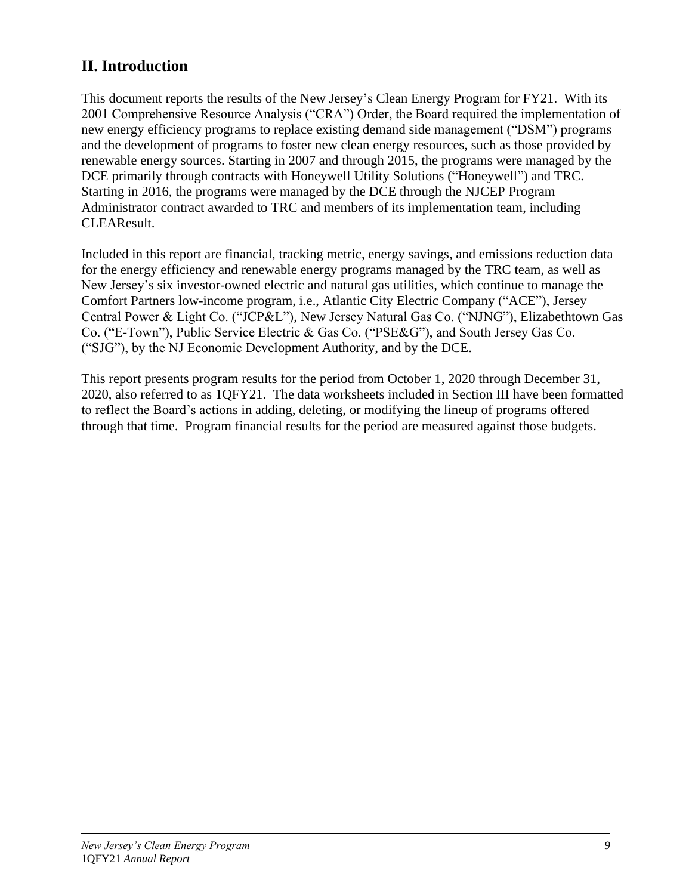## II. Introduction

This document reports the results of the New Jersey's Clean Energy Program for FY21. With its 2001 Comprehensive Resource Analysis ("CRA") Order, the Board required the implementation of new energy efficiency programs to replace existing demand side management ("DSM") programs and the development of programs to foster new clean energy resources, such as those provided by renewable energy sources. Starting in 2007 and through 2015, the programs were managed by the DCE primarily through contracts with Honeywell Utility Solutions ("Honeywell") and TRC. Starting in 2016, the programs were managed by the DCE through the NJCEP Program Administrator contract awarded to TRC and members of its implementation team, including CLEAResult.

Included in this report are financial, tracking metric, energy savings, and emissions reduction data for the energy efficiency and renewable energy programs managed by the TRC team, as well as New Jersey's six investor-owned electric and natural gas utilities, which continue to manage the Comfort Partners low-income program, i.e., Atlantic City Electric Company ("ACE"), Jersey Central Power & Light Co. ("JCP&L"), New Jersey Natural Gas Co. ("NJNG"), Elizabethtown Gas Co. ("E-Town"), Public Service Electric & Gas Co. ("PSE&G"), and South Jersey Gas Co. ("SJG"), by the NJ Economic Development Authority, and by the DCE.

This report presents program results for the period from October 1, 2020 through December 31, 2020, also referred to as 1QFY21. The data worksheets included in Section III have been formatted to reflect the Board's actions in adding, deleting, or modifying the lineup of programs offered through that time. Program financial results for the period are measured against those budgets.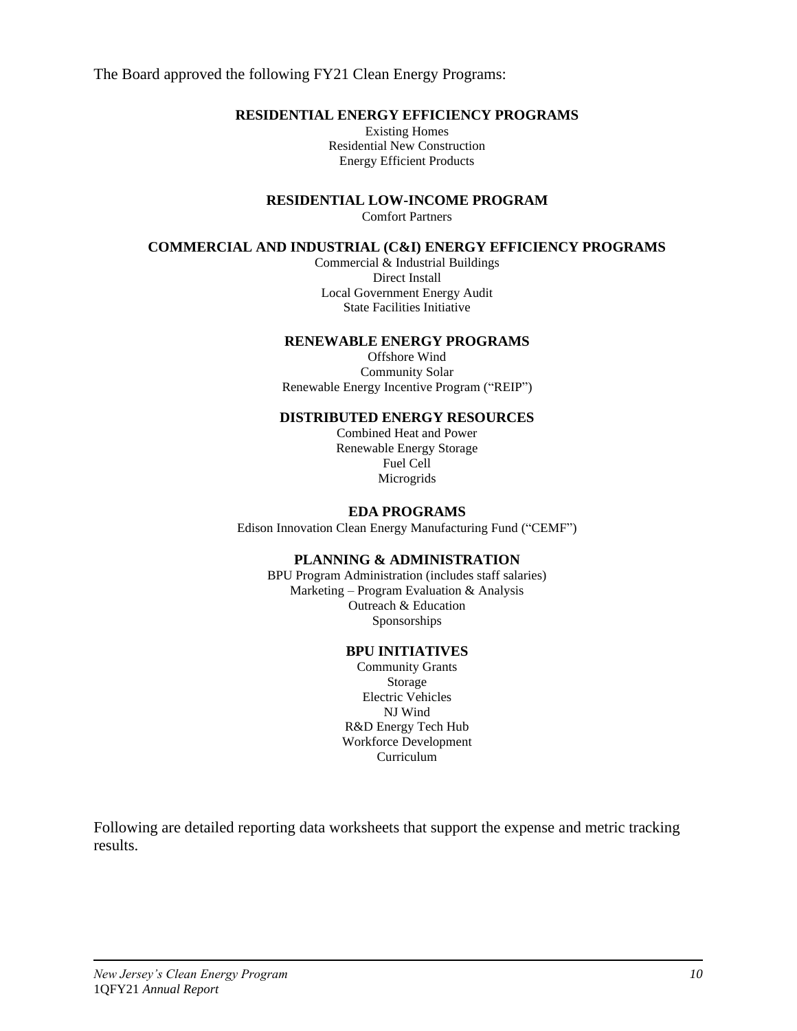The Board approved the following FY21 Clean Energy Programs:

**RESIDENTIAL ENERGY EFFICIENCY PROGRAMS**

Existing Homes
Residential New Construction
Energy Efficient Products

**RESIDENTIAL LOW-INCOME PROGRAM**

Comfort Partners

**COMMERCIAL AND INDUSTRIAL (C&I) ENERGY EFFICIENCY PROGRAMS**

Commercial & Industrial Buildings
Direct Install
Local Government Energy Audit
State Facilities Initiative

**RENEWABLE ENERGY PROGRAMS**

Offshore Wind
Community Solar
Renewable Energy Incentive Program ("REIP")

**DISTRIBUTED ENERGY RESOURCES**

Combined Heat and Power
Renewable Energy Storage
Fuel Cell
Microgrids

**EDA PROGRAMS**

Edison Innovation Clean Energy Manufacturing Fund ("CEMF")

**PLANNING & ADMINISTRATION**

BPU Program Administration (includes staff salaries)
Marketing – Program Evaluation & Analysis
Outreach & Education
Sponsorships

**BPU INITIATIVES**

Community Grants
Storage
Electric Vehicles
NJ Wind
R&D Energy Tech Hub
Workforce Development
Curriculum

Following are detailed reporting data worksheets that support the expense and metric tracking results.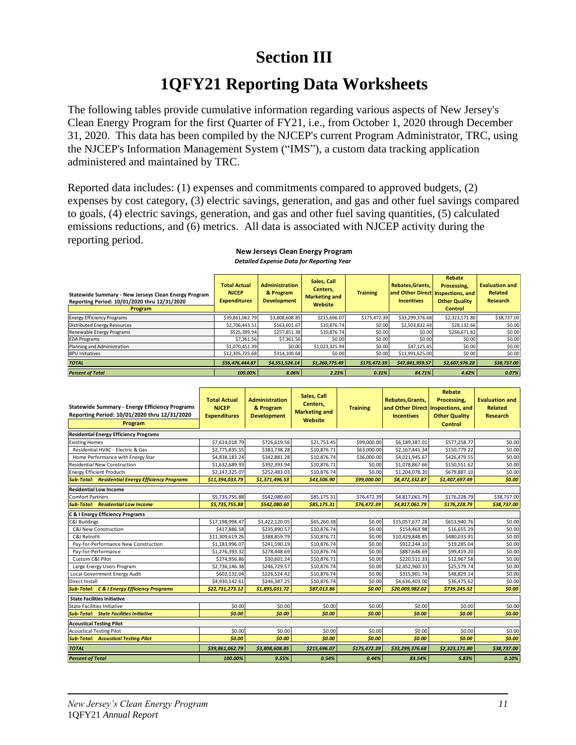# Section III

# 1QFY21 Reporting Data Worksheets

The following tables provide cumulative information regarding various aspects of New Jersey's Clean Energy Program for the first Quarter of FY21, i.e., from October 1, 2020 through December 31, 2020. This data has been compiled by the NJCEP's current Program Administrator, TRC, using the NJCEP's Information Management System ("IMS"), a custom data tracking application administered and maintained by TRC.

Reported data includes: (1) expenses and commitments compared to approved budgets, (2) expenses by cost category, (3) electric savings, generation, and gas and other fuel savings compared to goals, (4) electric savings, generation, and gas and other fuel saving quantities, (5) calculated emissions reductions, and (6) metrics. All data is associated with NJCEP activity during the reporting period.

**New Jerseys Clean Energy Program**
*Detailed Expense Data for Reporting Year*

| Statewide Summary - New Jerseys Clean Energy Program<br>Reporting Period: 10/01/2020 thru 12/31/2020<br>Program | Total Actual NJCEP Expenditures | Administration & Program Development | Sales, Call Centers, Marketing and Website | Training | Rebates,Grants, and Other Direct Incentives | Rebate Processing, Inspections, and Other Quality Control | Evaluation and Related Research |
|---|---|---|---|---|---|---|---|
| Energy Efficiency Programs | $39,861,062.79 | $3,808,608.85 | $215,696.07 | $175,472.39 | $33,299,376.68 | $2,323,171.80 | $38,737.00 |
| Distributed Energy Resources | $2,706,443.51 | $163,601.67 | $10,876.74 | $0.00 | $2,503,832.44 | $28,132.66 | $0.00 |
| Renewable Energy Programs | $525,399.94 | $257,851.38 | $10,876.74 | $0.00 | $0.00 | $256,671.82 | $0.00 |
| EDA Programs | $7,361.56 | $7,361.56 | $0.00 | $0.00 | $0.00 | $0.00 | $0.00 |
| Planning and Administration | $1,070,451.39 | $0.00 | $1,023,325.94 | $0.00 | $47,125.45 | $0.00 | $0.00 |
| BPU Initiatives | $12,305,725.68 | $314,100.68 | $0.00 | $0.00 | $11,991,625.00 | $0.00 | $0.00 |
| ***TOTAL*** | ***$56,476,444.87*** | ***$4,551,524.14*** | ***$1,260,775.49*** | ***$175,472.39*** | ***$47,841,959.57*** | ***$2,607,976.28*** | ***$38,737.00*** |
| ***Percent of Total*** | ***100.00%*** | ***8.06%*** | ***2.23%*** | ***0.31%*** | ***84.71%*** | ***4.62%*** | ***0.07%*** |

| Statewide Summary - Energy Efficiency Programs<br>Reporting Period: 10/01/2020 thru 12/31/2020<br>Program | Total Actual NJCEP Expenditures | Administration & Program Development | Sales, Call Centers, Marketing and Website | Training | Rebates,Grants, and Other Direct Incentives | Rebate Processing, Inspections, and Other Quality Control | Evaluation and Related Research |
|---|---|---|---|---|---|---|---|
| **Residential Energy Efficiency Programs** | | | | | | | |
| Existing Homes | $7,614,018.79 | $726,619.56 | $21,753.45 | $99,000.00 | $6,189,387.01 | $577,258.77 | $0.00 |
| Residential HVAC - Electric & Gas | $2,775,835.55 | $383,738.28 | $10,876.71 | $63,000.00 | $2,167,441.34 | $150,779.22 | $0.00 |
| Home Performance with Energy Star | $4,838,183.24 | $342,881.28 | $10,876.74 | $36,000.00 | $4,021,945.67 | $426,479.55 | $0.00 |
| Residential New Construction | $1,632,689.93 | $392,393.94 | $10,876.71 | $0.00 | $1,078,867.66 | $150,551.62 | $0.00 |
| Energy Efficient Products | $2,147,325.07 | $252,483.03 | $10,876.74 | $0.00 | $1,204,078.20 | $679,887.10 | $0.00 |
| ***Sub-Total: Residential Energy Efficiency Programs*** | ***$11,394,033.79*** | ***$1,371,496.53*** | ***$43,506.90*** | ***$99,000.00*** | ***$8,472,332.87*** | ***$1,407,697.49*** | ***$0.00*** |
| **Residential Low Income** | | | | | | | |
| Comfort Partners | $5,735,755.88 | $542,080.60 | $85,175.31 | $76,472.39 | $4,817,061.79 | $176,228.79 | $38,737.00 |
| ***Sub-Total: Residential Low Income*** | ***$5,735,755.88*** | ***$542,080.60*** | ***$85,175.31*** | ***$76,472.39*** | ***$4,817,061.79*** | ***$176,228.79*** | ***$38,737.00*** |
| **C & I Energy Efficiency Programs** | | | | | | | |
| C&I Buildings | $17,198,998.47 | $1,422,120.05 | $65,260.38 | $0.00 | $15,057,677.28 | $653,940.76 | $0.00 |
| C&I New Construction | $417,886.58 | $235,890.57 | $10,876.74 | $0.00 | $154,463.98 | $16,655.29 | $0.00 |
| C&I Retrofit | $11,309,619.26 | $388,859.79 | $10,876.71 | $0.00 | $10,429,848.85 | $480,033.91 | $0.00 |
| Pay-for-Performance New Construction | $1,183,996.07 | $241,590.19 | $10,876.74 | $0.00 | $912,244.10 | $19,285.04 | $0.00 |
| Pay-for-Performance | $1,276,393.32 | $278,448.69 | $10,876.74 | $0.00 | $887,648.69 | $99,419.20 | $0.00 |
| Custom C&I Pilot | $274,956.86 | $30,601.24 | $10,876.71 | $0.00 | $220,511.33 | $12,967.58 | $0.00 |
| Large Energy Users Program | $2,736,146.38 | $246,729.57 | $10,876.74 | $0.00 | $2,452,960.33 | $25,579.74 | $0.00 |
| Local Government Energy Audit | $602,132.04 | $226,524.42 | $10,876.74 | $0.00 | $315,901.74 | $48,829.14 | $0.00 |
| Direct Install | $4,930,142.61 | $246,387.25 | $10,876.74 | $0.00 | $4,636,403.00 | $36,475.62 | $0.00 |
| ***Sub-Total: C & I Energy Efficiency Programs*** | ***$22,731,273.12*** | ***$1,895,031.72*** | ***$87,013.86*** | ***$0.00*** | ***$20,009,982.02*** | ***$739,245.52*** | ***$0.00*** |
| **State Facilities Initiative** | | | | | | | |
| State Facilities Initiative | $0.00 | $0.00 | $0.00 | $0.00 | $0.00 | $0.00 | $0.00 |
| ***Sub-Total: State Facilities Initiative*** | ***$0.00*** | ***$0.00*** | ***$0.00*** | ***$0.00*** | ***$0.00*** | ***$0.00*** | ***$0.00*** |
| **Acoustical Testing Pilot** | | | | | | | |
| Acoustical Testing Pilot | $0.00 | $0.00 | $0.00 | $0.00 | $0.00 | $0.00 | $0.00 |
| ***Sub-Total: Acoustical Testing Pilot*** | ***$0.00*** | ***$0.00*** | ***$0.00*** | ***$0.00*** | ***$0.00*** | ***$0.00*** | ***$0.00*** |
| ***TOTAL*** | ***$39,861,062.79*** | ***$3,808,608.85*** | ***$215,696.07*** | ***$175,472.39*** | ***$33,299,376.68*** | ***$2,323,171.80*** | ***$38,737.00*** |
| ***Percent of Total*** | ***100.00%*** | ***9.55%*** | ***0.54%*** | ***0.44%*** | ***83.54%*** | ***5.83%*** | ***0.10%*** |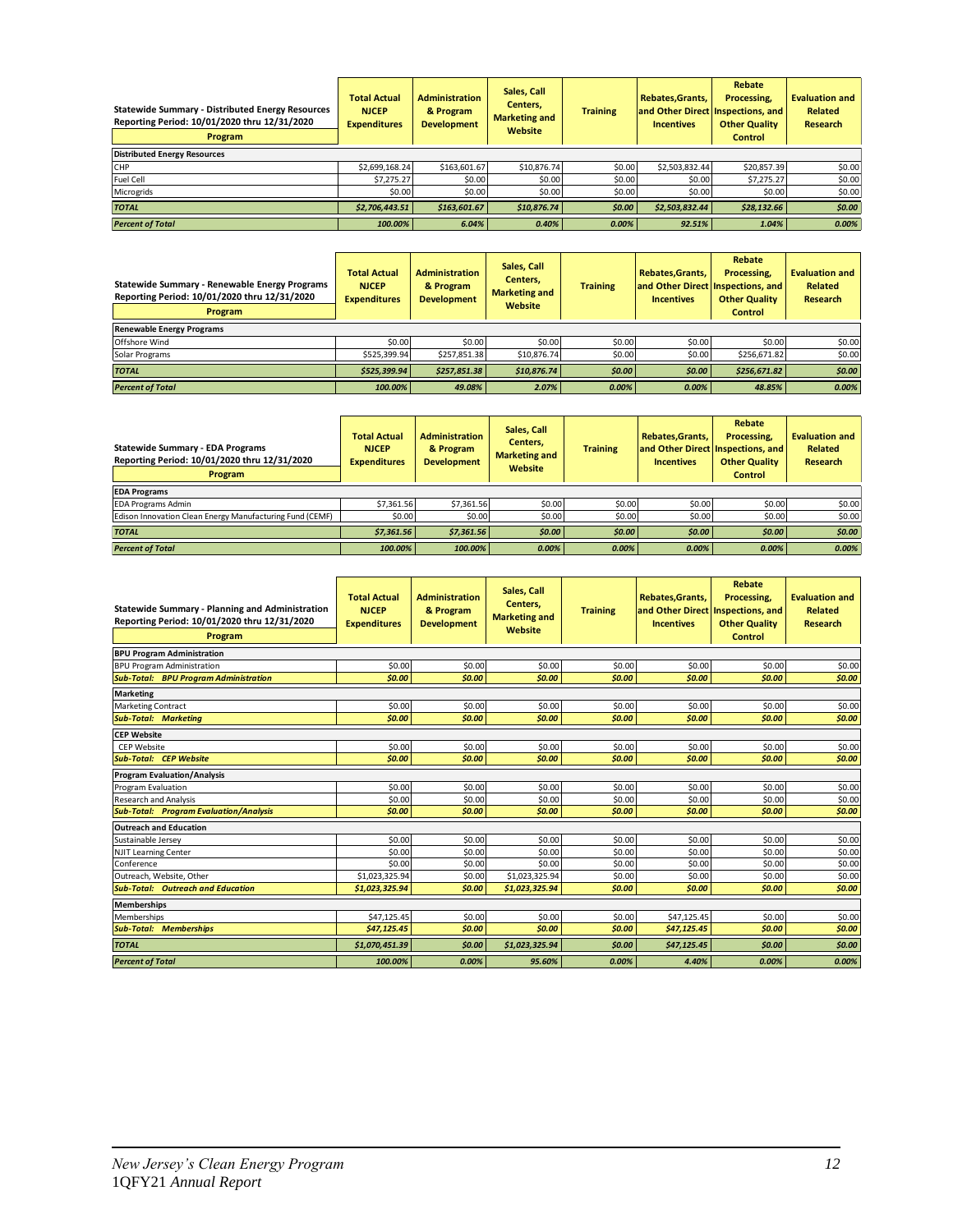| Statewide Summary - Distributed Energy Resources Reporting Period: 10/01/2020 thru 12/31/2020 Program | Total Actual NJCEP Expenditures | Administration & Program Development | Sales, Call Centers, Marketing and Website | Training | Rebates,Grants, and Other Direct Incentives | Rebate Processing, Inspections, and Other Quality Control | Evaluation and Related Research |
|---|---|---|---|---|---|---|---|
| **Distributed Energy Resources** | | | | | | | |
| CHP | $2,699,168.24 | $163,601.67 | $10,876.74 | $0.00 | $2,503,832.44 | $20,857.39 | $0.00 |
| Fuel Cell | $7,275.27 | $0.00 | $0.00 | $0.00 | $0.00 | $7,275.27 | $0.00 |
| Microgrids | $0.00 | $0.00 | $0.00 | $0.00 | $0.00 | $0.00 | $0.00 |
| ***TOTAL*** | ***$2,706,443.51*** | ***$163,601.67*** | ***$10,876.74*** | ***$0.00*** | ***$2,503,832.44*** | ***$28,132.66*** | ***$0.00*** |
| ***Percent of Total*** | ***100.00%*** | ***6.04%*** | ***0.40%*** | ***0.00%*** | ***92.51%*** | ***1.04%*** | ***0.00%*** |

| Statewide Summary - Renewable Energy Programs Reporting Period: 10/01/2020 thru 12/31/2020 Program | Total Actual NJCEP Expenditures | Administration & Program Development | Sales, Call Centers, Marketing and Website | Training | Rebates,Grants, and Other Direct Incentives | Rebate Processing, Inspections, and Other Quality Control | Evaluation and Related Research |
|---|---|---|---|---|---|---|---|
| **Renewable Energy Programs** | | | | | | | |
| Offshore Wind | $0.00 | $0.00 | $0.00 | $0.00 | $0.00 | $0.00 | $0.00 |
| Solar Programs | $525,399.94 | $257,851.38 | $10,876.74 | $0.00 | $0.00 | $256,671.82 | $0.00 |
| ***TOTAL*** | ***$525,399.94*** | ***$257,851.38*** | ***$10,876.74*** | ***$0.00*** | ***$0.00*** | ***$256,671.82*** | ***$0.00*** |
| ***Percent of Total*** | ***100.00%*** | ***49.08%*** | ***2.07%*** | ***0.00%*** | ***0.00%*** | ***48.85%*** | ***0.00%*** |

| Statewide Summary - EDA Programs Reporting Period: 10/01/2020 thru 12/31/2020 Program | Total Actual NJCEP Expenditures | Administration & Program Development | Sales, Call Centers, Marketing and Website | Training | Rebates,Grants, and Other Direct Incentives | Rebate Processing, Inspections, and Other Quality Control | Evaluation and Related Research |
|---|---|---|---|---|---|---|---|
| **EDA Programs** | | | | | | | |
| EDA Programs Admin | $7,361.56 | $7,361.56 | $0.00 | $0.00 | $0.00 | $0.00 | $0.00 |
| Edison Innovation Clean Energy Manufacturing Fund (CEMF) | $0.00 | $0.00 | $0.00 | $0.00 | $0.00 | $0.00 | $0.00 |
| ***TOTAL*** | ***$7,361.56*** | ***$7,361.56*** | ***$0.00*** | ***$0.00*** | ***$0.00*** | ***$0.00*** | ***$0.00*** |
| ***Percent of Total*** | ***100.00%*** | ***100.00%*** | ***0.00%*** | ***0.00%*** | ***0.00%*** | ***0.00%*** | ***0.00%*** |

| Statewide Summary - Planning and Administration Reporting Period: 10/01/2020 thru 12/31/2020 Program | Total Actual NJCEP Expenditures | Administration & Program Development | Sales, Call Centers, Marketing and Website | Training | Rebates,Grants, and Other Direct Incentives | Rebate Processing, Inspections, and Other Quality Control | Evaluation and Related Research |
|---|---|---|---|---|---|---|---|
| **BPU Program Administration** | | | | | | | |
| BPU Program Administration | $0.00 | $0.00 | $0.00 | $0.00 | $0.00 | $0.00 | $0.00 |
| ***Sub-Total: BPU Program Administration*** | ***$0.00*** | ***$0.00*** | ***$0.00*** | ***$0.00*** | ***$0.00*** | ***$0.00*** | ***$0.00*** |
| **Marketing** | | | | | | | |
| Marketing Contract | $0.00 | $0.00 | $0.00 | $0.00 | $0.00 | $0.00 | $0.00 |
| ***Sub-Total: Marketing*** | ***$0.00*** | ***$0.00*** | ***$0.00*** | ***$0.00*** | ***$0.00*** | ***$0.00*** | ***$0.00*** |
| **CEP Website** | | | | | | | |
| CEP Website | $0.00 | $0.00 | $0.00 | $0.00 | $0.00 | $0.00 | $0.00 |
| ***Sub-Total: CEP Website*** | ***$0.00*** | ***$0.00*** | ***$0.00*** | ***$0.00*** | ***$0.00*** | ***$0.00*** | ***$0.00*** |
| **Program Evaluation/Analysis** | | | | | | | |
| Program Evaluation | $0.00 | $0.00 | $0.00 | $0.00 | $0.00 | $0.00 | $0.00 |
| Research and Analysis | $0.00 | $0.00 | $0.00 | $0.00 | $0.00 | $0.00 | $0.00 |
| ***Sub-Total: Program Evaluation/Analysis*** | ***$0.00*** | ***$0.00*** | ***$0.00*** | ***$0.00*** | ***$0.00*** | ***$0.00*** | ***$0.00*** |
| **Outreach and Education** | | | | | | | |
| Sustainable Jersey | $0.00 | $0.00 | $0.00 | $0.00 | $0.00 | $0.00 | $0.00 |
| NJIT Learning Center | $0.00 | $0.00 | $0.00 | $0.00 | $0.00 | $0.00 | $0.00 |
| Conference | $0.00 | $0.00 | $0.00 | $0.00 | $0.00 | $0.00 | $0.00 |
| Outreach, Website, Other | $1,023,325.94 | $0.00 | $1,023,325.94 | $0.00 | $0.00 | $0.00 | $0.00 |
| ***Sub-Total: Outreach and Education*** | ***$1,023,325.94*** | ***$0.00*** | ***$1,023,325.94*** | ***$0.00*** | ***$0.00*** | ***$0.00*** | ***$0.00*** |
| **Memberships** | | | | | | | |
| Memberships | $47,125.45 | $0.00 | $0.00 | $0.00 | $47,125.45 | $0.00 | $0.00 |
| ***Sub-Total: Memberships*** | ***$47,125.45*** | ***$0.00*** | ***$0.00*** | ***$0.00*** | ***$47,125.45*** | ***$0.00*** | ***$0.00*** |
| ***TOTAL*** | ***$1,070,451.39*** | ***$0.00*** | ***$1,023,325.94*** | ***$0.00*** | ***$47,125.45*** | ***$0.00*** | ***$0.00*** |
| ***Percent of Total*** | ***100.00%*** | ***0.00%*** | ***95.60%*** | ***0.00%*** | ***4.40%*** | ***0.00%*** | ***0.00%*** |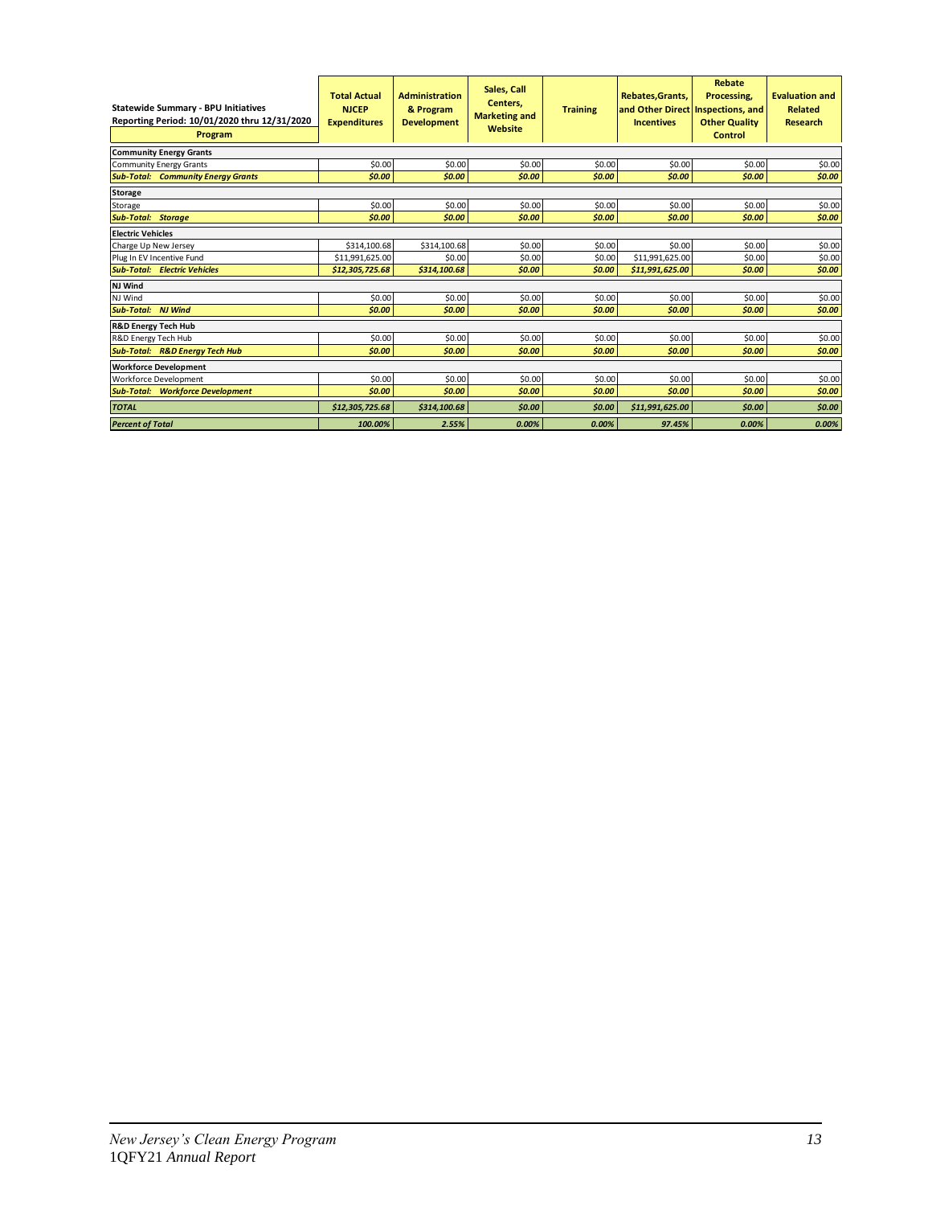| Statewide Summary - BPU Initiatives<br>Reporting Period: 10/01/2020 thru 12/31/2020<br>**Program** | **Total Actual NJCEP Expenditures** | **Administration & Program Development** | **Sales, Call Centers, Marketing and Website** | **Training** | **Rebates,Grants, and Other Direct Incentives** | **Rebate Processing, Inspections, and Other Quality Control** | **Evaluation and Related Research** |
|---|---|---|---|---|---|---|---|
| **Community Energy Grants** | | | | | | | |
| Community Energy Grants | $0.00 | $0.00 | $0.00 | $0.00 | $0.00 | $0.00 | $0.00 |
| ***Sub-Total: Community Energy Grants*** | ***$0.00*** | ***$0.00*** | ***$0.00*** | ***$0.00*** | ***$0.00*** | ***$0.00*** | ***$0.00*** |
| **Storage** | | | | | | | |
| Storage | $0.00 | $0.00 | $0.00 | $0.00 | $0.00 | $0.00 | $0.00 |
| ***Sub-Total: Storage*** | ***$0.00*** | ***$0.00*** | ***$0.00*** | ***$0.00*** | ***$0.00*** | ***$0.00*** | ***$0.00*** |
| **Electric Vehicles** | | | | | | | |
| Charge Up New Jersey | $314,100.68 | $314,100.68 | $0.00 | $0.00 | $0.00 | $0.00 | $0.00 |
| Plug In EV Incentive Fund | $11,991,625.00 | $0.00 | $0.00 | $0.00 | $11,991,625.00 | $0.00 | $0.00 |
| ***Sub-Total: Electric Vehicles*** | ***$12,305,725.68*** | ***$314,100.68*** | ***$0.00*** | ***$0.00*** | ***$11,991,625.00*** | ***$0.00*** | ***$0.00*** |
| **NJ Wind** | | | | | | | |
| NJ Wind | $0.00 | $0.00 | $0.00 | $0.00 | $0.00 | $0.00 | $0.00 |
| ***Sub-Total: NJ Wind*** | ***$0.00*** | ***$0.00*** | ***$0.00*** | ***$0.00*** | ***$0.00*** | ***$0.00*** | ***$0.00*** |
| **R&D Energy Tech Hub** | | | | | | | |
| R&D Energy Tech Hub | $0.00 | $0.00 | $0.00 | $0.00 | $0.00 | $0.00 | $0.00 |
| ***Sub-Total: R&D Energy Tech Hub*** | ***$0.00*** | ***$0.00*** | ***$0.00*** | ***$0.00*** | ***$0.00*** | ***$0.00*** | ***$0.00*** |
| **Workforce Development** | | | | | | | |
| Workforce Development | $0.00 | $0.00 | $0.00 | $0.00 | $0.00 | $0.00 | $0.00 |
| ***Sub-Total: Workforce Development*** | ***$0.00*** | ***$0.00*** | ***$0.00*** | ***$0.00*** | ***$0.00*** | ***$0.00*** | ***$0.00*** |
| ***TOTAL*** | ***$12,305,725.68*** | ***$314,100.68*** | ***$0.00*** | ***$0.00*** | ***$11,991,625.00*** | ***$0.00*** | ***$0.00*** |
| ***Percent of Total*** | ***100.00%*** | ***2.55%*** | ***0.00%*** | ***0.00%*** | ***97.45%*** | ***0.00%*** | ***0.00%*** |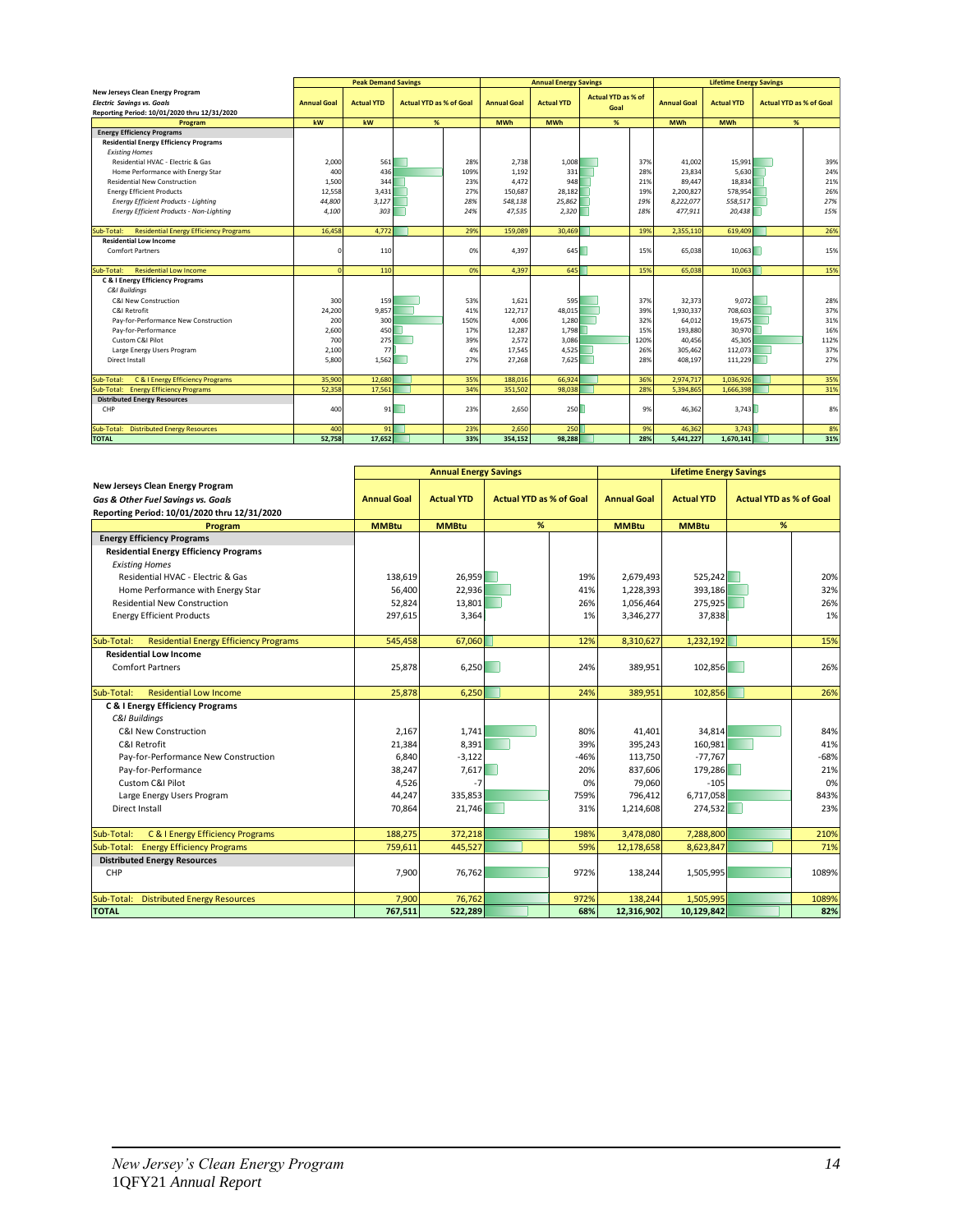| New Jerseys Clean Energy Program<br>*Electric Savings vs. Goals*<br>Reporting Period: 10/01/2020 thru 12/31/2020 | Peak Demand Savings | | | Annual Energy Savings | | | Lifetime Energy Savings | | |
|---|---|---|---|---|---|---|---|---|---|
| | Annual Goal | Actual YTD | Actual YTD as % of Goal | Annual Goal | Actual YTD | Actual YTD as % of Goal | Annual Goal | Actual YTD | Actual YTD as % of Goal |
| **Program** | **kW** | **kW** | **%** | **MWh** | **MWh** | **%** | **MWh** | **MWh** | **%** |
| **Energy Efficiency Programs** | | | | | | | | | |
| **Residential Energy Efficiency Programs** | | | | | | | | | |
| *Existing Homes* | | | | | | | | | |
| Residential HVAC - Electric & Gas | 2,000 | 561 | 28% | 2,738 | 1,008 | 37% | 41,002 | 15,991 | 39% |
| Home Performance with Energy Star | 400 | 436 | 109% | 1,192 | 331 | 28% | 23,834 | 5,630 | 24% |
| Residential New Construction | 1,500 | 344 | 23% | 4,472 | 948 | 21% | 89,447 | 18,834 | 21% |
| Energy Efficient Products | 12,558 | 3,431 | 27% | 150,687 | 28,182 | 19% | 2,200,827 | 578,954 | 26% |
| *Energy Efficient Products - Lighting* | *44,800* | *3,127* | *28%* | *548,138* | *25,862* | *19%* | *8,222,077* | *558,517* | *27%* |
| *Energy Efficient Products - Non-Lighting* | *4,100* | *303* | *24%* | *47,535* | *2,320* | *18%* | *477,911* | *20,438* | *15%* |
| Sub-Total: Residential Energy Efficiency Programs | 16,458 | 4,772 | 29% | 159,089 | 30,469 | 19% | 2,355,110 | 619,409 | 26% |
| **Residential Low Income** | | | | | | | | | |
| Comfort Partners | 0 | 110 | 0% | 4,397 | 645 | 15% | 65,038 | 10,063 | 15% |
| Sub-Total: Residential Low Income | 0 | 110 | 0% | 4,397 | 645 | 15% | 65,038 | 10,063 | 15% |
| **C & I Energy Efficiency Programs** | | | | | | | | | |
| *C&I Buildings* | | | | | | | | | |
| C&I New Construction | 300 | 159 | 53% | 1,621 | 595 | 37% | 32,373 | 9,072 | 28% |
| C&I Retrofit | 24,200 | 9,857 | 41% | 122,717 | 48,015 | 39% | 1,930,337 | 708,603 | 37% |
| Pay-for-Performance New Construction | 200 | 300 | 150% | 4,006 | 1,280 | 32% | 64,012 | 19,675 | 31% |
| Pay-for-Performance | 2,600 | 450 | 17% | 12,287 | 1,798 | 15% | 193,880 | 30,970 | 16% |
| Custom C&I Pilot | 700 | 275 | 39% | 2,572 | 3,086 | 120% | 40,456 | 45,305 | 112% |
| Large Energy Users Program | 2,100 | 77 | 4% | 17,545 | 4,525 | 26% | 305,462 | 112,073 | 37% |
| Direct Install | 5,800 | 1,562 | 27% | 27,268 | 7,625 | 28% | 408,197 | 111,229 | 27% |
| Sub-Total: C & I Energy Efficiency Programs | 35,900 | 12,680 | 35% | 188,016 | 66,924 | 36% | 2,974,717 | 1,036,926 | 35% |
| Sub-Total: Energy Efficiency Programs | 52,358 | 17,561 | 34% | 351,502 | 98,038 | 28% | 5,394,865 | 1,666,398 | 31% |
| **Distributed Energy Resources** | | | | | | | | | |
| CHP | 400 | 91 | 23% | 2,650 | 250 | 9% | 46,362 | 3,743 | 8% |
| Sub-Total: Distributed Energy Resources | 400 | 91 | 23% | 2,650 | 250 | 9% | 46,362 | 3,743 | 8% |
| **TOTAL** | **52,758** | **17,652** | **33%** | **354,152** | **98,288** | **28%** | **5,441,227** | **1,670,141** | **31%** |

| New Jerseys Clean Energy Program<br>*Gas & Other Fuel Savings vs. Goals*<br>Reporting Period: 10/01/2020 thru 12/31/2020 | Annual Energy Savings | | | Lifetime Energy Savings | | |
|---|---|---|---|---|---|---|
| | Annual Goal | Actual YTD | Actual YTD as % of Goal | Annual Goal | Actual YTD | Actual YTD as % of Goal |
| **Program** | **MMBtu** | **MMBtu** | **%** | **MMBtu** | **MMBtu** | **%** |
| **Energy Efficiency Programs** | | | | | | |
| **Residential Energy Efficiency Programs** | | | | | | |
| *Existing Homes* | | | | | | |
| Residential HVAC - Electric & Gas | 138,619 | 26,959 | 19% | 2,679,493 | 525,242 | 20% |
| Home Performance with Energy Star | 56,400 | 22,936 | 41% | 1,228,393 | 393,186 | 32% |
| Residential New Construction | 52,824 | 13,801 | 26% | 1,056,464 | 275,925 | 26% |
| Energy Efficient Products | 297,615 | 3,364 | 1% | 3,346,277 | 37,838 | 1% |
| Sub-Total: Residential Energy Efficiency Programs | 545,458 | 67,060 | 12% | 8,310,627 | 1,232,192 | 15% |
| **Residential Low Income** | | | | | | |
| Comfort Partners | 25,878 | 6,250 | 24% | 389,951 | 102,856 | 26% |
| Sub-Total: Residential Low Income | 25,878 | 6,250 | 24% | 389,951 | 102,856 | 26% |
| **C & I Energy Efficiency Programs** | | | | | | |
| *C&I Buildings* | | | | | | |
| C&I New Construction | 2,167 | 1,741 | 80% | 41,401 | 34,814 | 84% |
| C&I Retrofit | 21,384 | 8,391 | 39% | 395,243 | 160,981 | 41% |
| Pay-for-Performance New Construction | 6,840 | -3,122 | -46% | 113,750 | -77,767 | -68% |
| Pay-for-Performance | 38,247 | 7,617 | 20% | 837,606 | 179,286 | 21% |
| Custom C&I Pilot | 4,526 | -7 | 0% | 79,060 | -105 | 0% |
| Large Energy Users Program | 44,247 | 335,853 | 759% | 796,412 | 6,717,058 | 843% |
| Direct Install | 70,864 | 21,746 | 31% | 1,214,608 | 274,532 | 23% |
| Sub-Total: C & I Energy Efficiency Programs | 188,275 | 372,218 | 198% | 3,478,080 | 7,288,800 | 210% |
| Sub-Total: Energy Efficiency Programs | 759,611 | 445,527 | 59% | 12,178,658 | 8,623,847 | 71% |
| **Distributed Energy Resources** | | | | | | |
| CHP | 7,900 | 76,762 | 972% | 138,244 | 1,505,995 | 1089% |
| Sub-Total: Distributed Energy Resources | 7,900 | 76,762 | 972% | 138,244 | 1,505,995 | 1089% |
| **TOTAL** | **767,511** | **522,289** | **68%** | **12,316,902** | **10,129,842** | **82%** |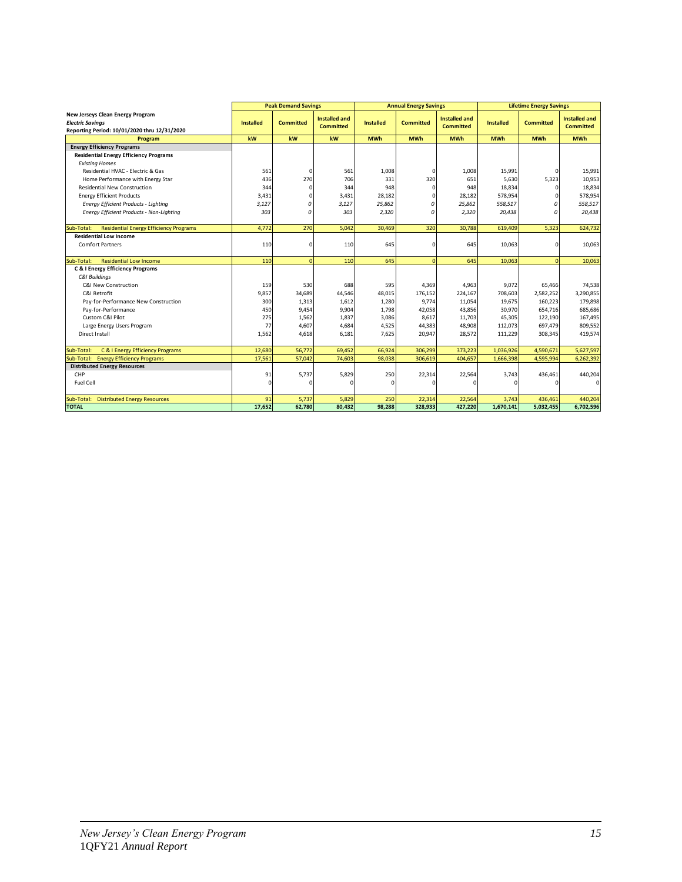| New Jerseys Clean Energy Program<br>*Electric Savings*<br>Reporting Period: 10/01/2020 thru 12/31/2020 | Peak Demand Savings | | | Annual Energy Savings | | | Lifetime Energy Savings | | |
|---|---|---|---|---|---|---|---|---|---|
| | **Installed** | **Committed** | **Installed and Committed** | **Installed** | **Committed** | **Installed and Committed** | **Installed** | **Committed** | **Installed and Committed** |
| **Program** | **kW** | **kW** | **kW** | **MWh** | **MWh** | **MWh** | **MWh** | **MWh** | **MWh** |
| **Energy Efficiency Programs** | | | | | | | | | |
| **Residential Energy Efficiency Programs** | | | | | | | | | |
| *Existing Homes* | | | | | | | | | |
| Residential HVAC - Electric & Gas | 561 | 0 | 561 | 1,008 | 0 | 1,008 | 15,991 | 0 | 15,991 |
| Home Performance with Energy Star | 436 | 270 | 706 | 331 | 320 | 651 | 5,630 | 5,323 | 10,953 |
| Residential New Construction | 344 | 0 | 344 | 948 | 0 | 948 | 18,834 | 0 | 18,834 |
| Energy Efficient Products | 3,431 | 0 | 3,431 | 28,182 | 0 | 28,182 | 578,954 | 0 | 578,954 |
| *Energy Efficient Products - Lighting* | *3,127* | *0* | *3,127* | *25,862* | *0* | *25,862* | *558,517* | *0* | *558,517* |
| *Energy Efficient Products - Non-Lighting* | *303* | *0* | *303* | *2,320* | *0* | *2,320* | *20,438* | *0* | *20,438* |
| Sub-Total: Residential Energy Efficiency Programs | 4,772 | 270 | 5,042 | 30,469 | 320 | 30,788 | 619,409 | 5,323 | 624,732 |
| **Residential Low Income** | | | | | | | | | |
| Comfort Partners | 110 | 0 | 110 | 645 | 0 | 645 | 10,063 | 0 | 10,063 |
| Sub-Total: Residential Low Income | 110 | 0 | 110 | 645 | 0 | 645 | 10,063 | 0 | 10,063 |
| **C & I Energy Efficiency Programs** | | | | | | | | | |
| *C&I Buildings* | | | | | | | | | |
| C&I New Construction | 159 | 530 | 688 | 595 | 4,369 | 4,963 | 9,072 | 65,466 | 74,538 |
| C&I Retrofit | 9,857 | 34,689 | 44,546 | 48,015 | 176,152 | 224,167 | 708,603 | 2,582,252 | 3,290,855 |
| Pay-for-Performance New Construction | 300 | 1,313 | 1,612 | 1,280 | 9,774 | 11,054 | 19,675 | 160,223 | 179,898 |
| Pay-for-Performance | 450 | 9,454 | 9,904 | 1,798 | 42,058 | 43,856 | 30,970 | 654,716 | 685,686 |
| Custom C&I Pilot | 275 | 1,562 | 1,837 | 3,086 | 8,617 | 11,703 | 45,305 | 122,190 | 167,495 |
| Large Energy Users Program | 77 | 4,607 | 4,684 | 4,525 | 44,383 | 48,908 | 112,073 | 697,479 | 809,552 |
| Direct Install | 1,562 | 4,618 | 6,181 | 7,625 | 20,947 | 28,572 | 111,229 | 308,345 | 419,574 |
| Sub-Total: C & I Energy Efficiency Programs | 12,680 | 56,772 | 69,452 | 66,924 | 306,299 | 373,223 | 1,036,926 | 4,590,671 | 5,627,597 |
| Sub-Total: Energy Efficiency Programs | 17,561 | 57,042 | 74,603 | 98,038 | 306,619 | 404,657 | 1,666,398 | 4,595,994 | 6,262,392 |
| **Distributed Energy Resources** | | | | | | | | | |
| CHP | 91 | 5,737 | 5,829 | 250 | 22,314 | 22,564 | 3,743 | 436,461 | 440,204 |
| Fuel Cell | 0 | 0 | 0 | 0 | 0 | 0 | 0 | 0 | 0 |
| Sub-Total: Distributed Energy Resources | 91 | 5,737 | 5,829 | 250 | 22,314 | 22,564 | 3,743 | 436,461 | 440,204 |
| **TOTAL** | **17,652** | **62,780** | **80,432** | **98,288** | **328,933** | **427,220** | **1,670,141** | **5,032,455** | **6,702,596** |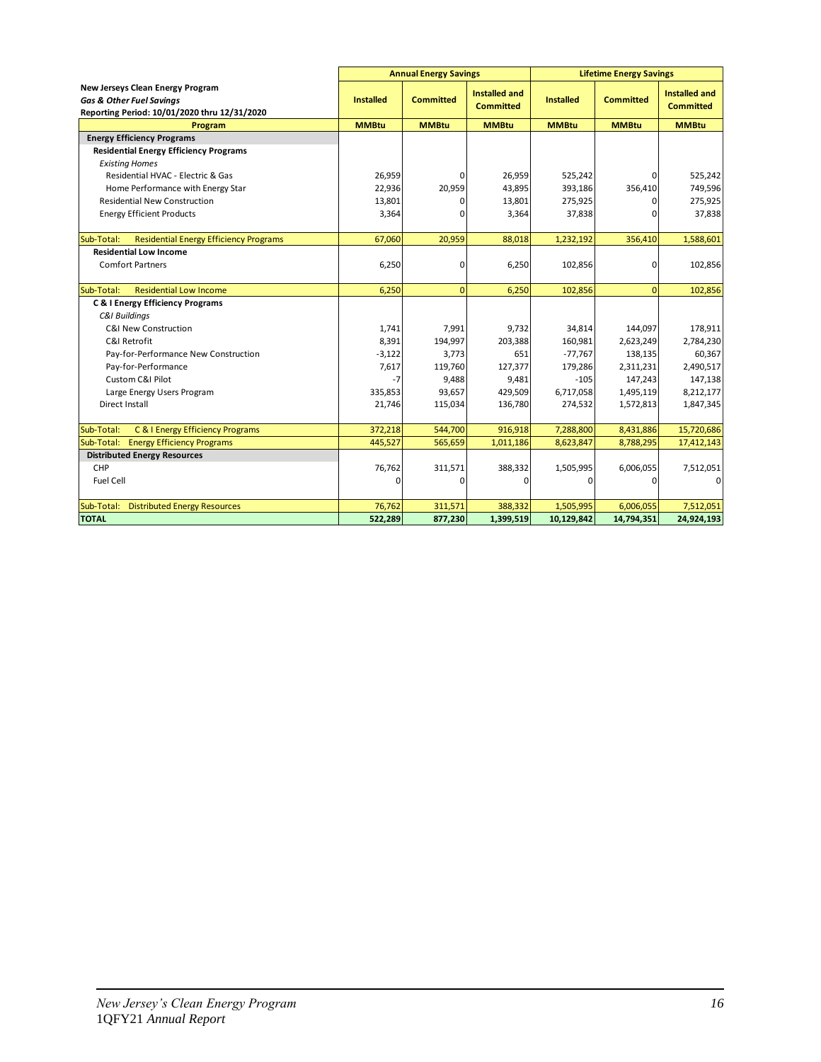| New Jerseys Clean Energy Program<br>*Gas & Other Fuel Savings*<br>Reporting Period: 10/01/2020 thru 12/31/2020 | Annual Energy Savings | | | Lifetime Energy Savings | | |
|---|---|---|---|---|---|---|
| | Installed | Committed | Installed and Committed | Installed | Committed | Installed and Committed |
| **Program** | **MMBtu** | **MMBtu** | **MMBtu** | **MMBtu** | **MMBtu** | **MMBtu** |
| **Energy Efficiency Programs** | | | | | | |
| **Residential Energy Efficiency Programs** | | | | | | |
| *Existing Homes* | | | | | | |
| Residential HVAC - Electric & Gas | 26,959 | 0 | 26,959 | 525,242 | 0 | 525,242 |
| Home Performance with Energy Star | 22,936 | 20,959 | 43,895 | 393,186 | 356,410 | 749,596 |
| Residential New Construction | 13,801 | 0 | 13,801 | 275,925 | 0 | 275,925 |
| Energy Efficient Products | 3,364 | 0 | 3,364 | 37,838 | 0 | 37,838 |
| Sub-Total: Residential Energy Efficiency Programs | 67,060 | 20,959 | 88,018 | 1,232,192 | 356,410 | 1,588,601 |
| **Residential Low Income** | | | | | | |
| Comfort Partners | 6,250 | 0 | 6,250 | 102,856 | 0 | 102,856 |
| Sub-Total: Residential Low Income | 6,250 | 0 | 6,250 | 102,856 | 0 | 102,856 |
| **C & I Energy Efficiency Programs** | | | | | | |
| *C&I Buildings* | | | | | | |
| C&I New Construction | 1,741 | 7,991 | 9,732 | 34,814 | 144,097 | 178,911 |
| C&I Retrofit | 8,391 | 194,997 | 203,388 | 160,981 | 2,623,249 | 2,784,230 |
| Pay-for-Performance New Construction | -3,122 | 3,773 | 651 | -77,767 | 138,135 | 60,367 |
| Pay-for-Performance | 7,617 | 119,760 | 127,377 | 179,286 | 2,311,231 | 2,490,517 |
| Custom C&I Pilot | -7 | 9,488 | 9,481 | -105 | 147,243 | 147,138 |
| Large Energy Users Program | 335,853 | 93,657 | 429,509 | 6,717,058 | 1,495,119 | 8,212,177 |
| Direct Install | 21,746 | 115,034 | 136,780 | 274,532 | 1,572,813 | 1,847,345 |
| Sub-Total: C & I Energy Efficiency Programs | 372,218 | 544,700 | 916,918 | 7,288,800 | 8,431,886 | 15,720,686 |
| Sub-Total: Energy Efficiency Programs | 445,527 | 565,659 | 1,011,186 | 8,623,847 | 8,788,295 | 17,412,143 |
| **Distributed Energy Resources** | | | | | | |
| CHP | 76,762 | 311,571 | 388,332 | 1,505,995 | 6,006,055 | 7,512,051 |
| Fuel Cell | 0 | 0 | 0 | 0 | 0 | 0 |
| Sub-Total: Distributed Energy Resources | 76,762 | 311,571 | 388,332 | 1,505,995 | 6,006,055 | 7,512,051 |
| **TOTAL** | **522,289** | **877,230** | **1,399,519** | **10,129,842** | **14,794,351** | **24,924,193** |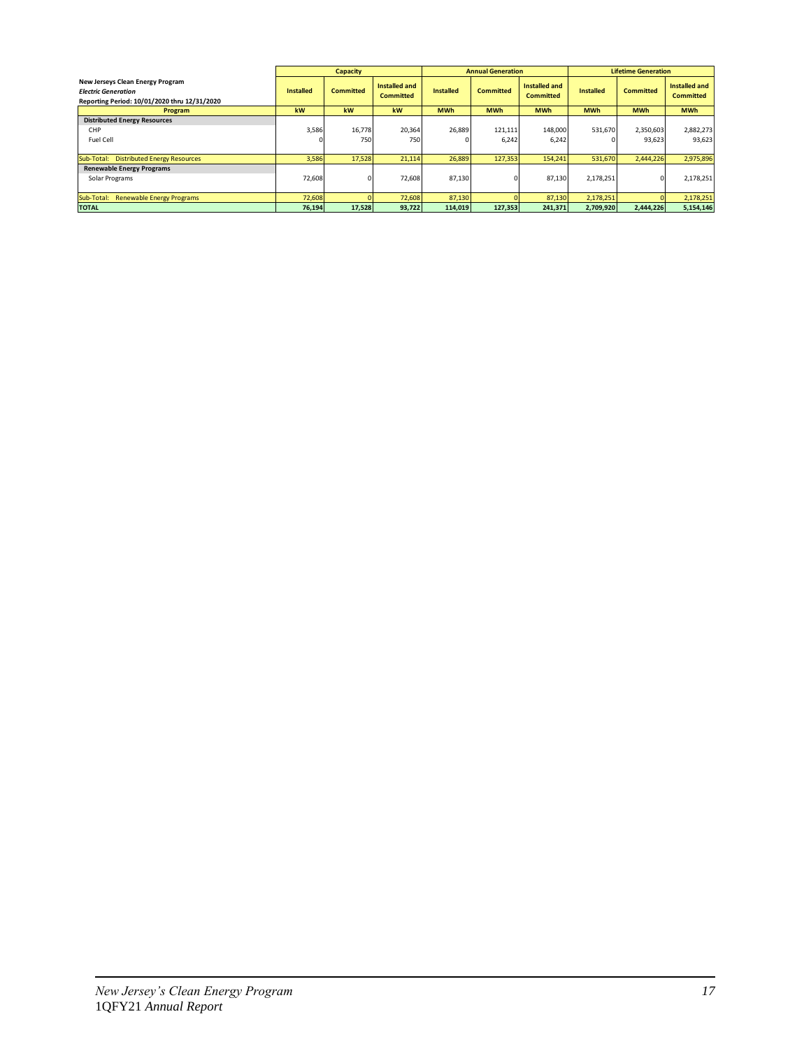| New Jerseys Clean Energy Program *Electric Generation* Reporting Period: 10/01/2020 thru 12/31/2020 | Capacity | | | Annual Generation | | | Lifetime Generation | | |
|---|---|---|---|---|---|---|---|---|---|
| | Installed | Committed | Installed and Committed | Installed | Committed | Installed and Committed | Installed | Committed | Installed and Committed |
| **Program** | **kW** | **kW** | **kW** | **MWh** | **MWh** | **MWh** | **MWh** | **MWh** | **MWh** |
| **Distributed Energy Resources** | | | | | | | | | |
| CHP | 3,586 | 16,778 | 20,364 | 26,889 | 121,111 | 148,000 | 531,670 | 2,350,603 | 2,882,273 |
| Fuel Cell | 0 | 750 | 750 | 0 | 6,242 | 6,242 | 0 | 93,623 | 93,623 |
| Sub-Total: Distributed Energy Resources | 3,586 | 17,528 | 21,114 | 26,889 | 127,353 | 154,241 | 531,670 | 2,444,226 | 2,975,896 |
| **Renewable Energy Programs** | | | | | | | | | |
| Solar Programs | 72,608 | 0 | 72,608 | 87,130 | 0 | 87,130 | 2,178,251 | 0 | 2,178,251 |
| Sub-Total: Renewable Energy Programs | 72,608 | 0 | 72,608 | 87,130 | 0 | 87,130 | 2,178,251 | 0 | 2,178,251 |
| **TOTAL** | **76,194** | **17,528** | **93,722** | **114,019** | **127,353** | **241,371** | **2,709,920** | **2,444,226** | **5,154,146** |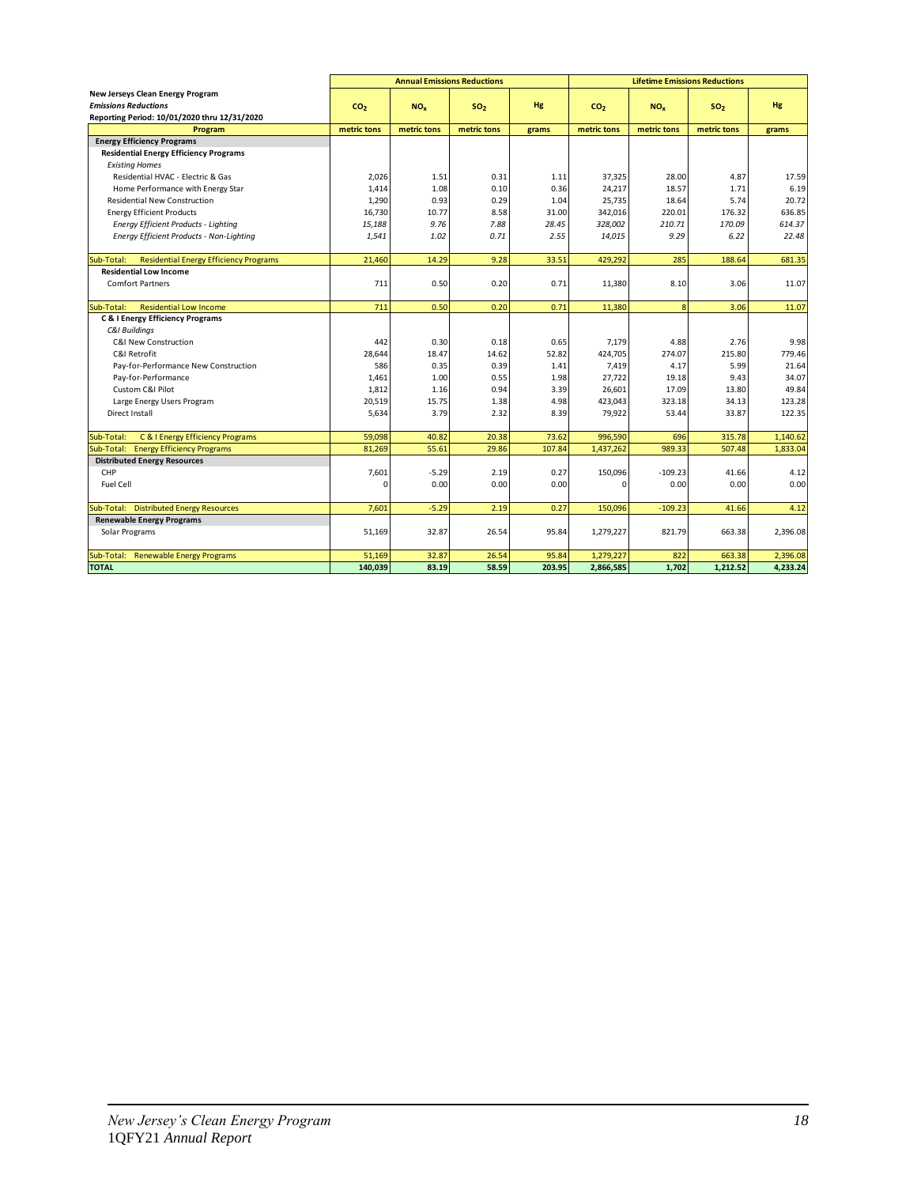| New Jerseys Clean Energy Program *Emissions Reductions* Reporting Period: 10/01/2020 thru 12/31/2020 | Annual Emissions Reductions | | | | Lifetime Emissions Reductions | | | |
|---|---|---|---|---|---|---|---|---|
| | $CO_2$ | $NO_x$ | $SO_2$ | Hg | $CO_2$ | $NO_x$ | $SO_2$ | Hg |
| **Program** | metric tons | metric tons | metric tons | grams | metric tons | metric tons | metric tons | grams |
| **Energy Efficiency Programs** | | | | | | | | |
| **Residential Energy Efficiency Programs** | | | | | | | | |
| *Existing Homes* | | | | | | | | |
| Residential HVAC - Electric & Gas | 2,026 | 1.51 | 0.31 | 1.11 | 37,325 | 28.00 | 4.87 | 17.59 |
| Home Performance with Energy Star | 1,414 | 1.08 | 0.10 | 0.36 | 24,217 | 18.57 | 1.71 | 6.19 |
| Residential New Construction | 1,290 | 0.93 | 0.29 | 1.04 | 25,735 | 18.64 | 5.74 | 20.72 |
| Energy Efficient Products | 16,730 | 10.77 | 8.58 | 31.00 | 342,016 | 220.01 | 176.32 | 636.85 |
| *Energy Efficient Products - Lighting* | *15,188* | *9.76* | *7.88* | *28.45* | *328,002* | *210.71* | *170.09* | *614.37* |
| *Energy Efficient Products - Non-Lighting* | *1,541* | *1.02* | *0.71* | *2.55* | *14,015* | *9.29* | *6.22* | *22.48* |
| Sub-Total: Residential Energy Efficiency Programs | 21,460 | 14.29 | 9.28 | 33.51 | 429,292 | 285 | 188.64 | 681.35 |
| **Residential Low Income** | | | | | | | | |
| Comfort Partners | 711 | 0.50 | 0.20 | 0.71 | 11,380 | 8.10 | 3.06 | 11.07 |
| Sub-Total: Residential Low Income | 711 | 0.50 | 0.20 | 0.71 | 11,380 | 8 | 3.06 | 11.07 |
| **C & I Energy Efficiency Programs** | | | | | | | | |
| *C&I Buildings* | | | | | | | | |
| C&I New Construction | 442 | 0.30 | 0.18 | 0.65 | 7,179 | 4.88 | 2.76 | 9.98 |
| C&I Retrofit | 28,644 | 18.47 | 14.62 | 52.82 | 424,705 | 274.07 | 215.80 | 779.46 |
| Pay-for-Performance New Construction | 586 | 0.35 | 0.39 | 1.41 | 7,419 | 4.17 | 5.99 | 21.64 |
| Pay-for-Performance | 1,461 | 1.00 | 0.55 | 1.98 | 27,722 | 19.18 | 9.43 | 34.07 |
| Custom C&I Pilot | 1,812 | 1.16 | 0.94 | 3.39 | 26,601 | 17.09 | 13.80 | 49.84 |
| Large Energy Users Program | 20,519 | 15.75 | 1.38 | 4.98 | 423,043 | 323.18 | 34.13 | 123.28 |
| Direct Install | 5,634 | 3.79 | 2.32 | 8.39 | 79,922 | 53.44 | 33.87 | 122.35 |
| Sub-Total: C & I Energy Efficiency Programs | 59,098 | 40.82 | 20.38 | 73.62 | 996,590 | 696 | 315.78 | 1,140.62 |
| Sub-Total: Energy Efficiency Programs | 81,269 | 55.61 | 29.86 | 107.84 | 1,437,262 | 989.33 | 507.48 | 1,833.04 |
| **Distributed Energy Resources** | | | | | | | | |
| CHP | 7,601 | -5.29 | 2.19 | 0.27 | 150,096 | -109.23 | 41.66 | 4.12 |
| Fuel Cell | 0 | 0.00 | 0.00 | 0.00 | 0 | 0.00 | 0.00 | 0.00 |
| Sub-Total: Distributed Energy Resources | 7,601 | -5.29 | 2.19 | 0.27 | 150,096 | -109.23 | 41.66 | 4.12 |
| **Renewable Energy Programs** | | | | | | | | |
| Solar Programs | 51,169 | 32.87 | 26.54 | 95.84 | 1,279,227 | 821.79 | 663.38 | 2,396.08 |
| Sub-Total: Renewable Energy Programs | 51,169 | 32.87 | 26.54 | 95.84 | 1,279,227 | 822 | 663.38 | 2,396.08 |
| **TOTAL** | **140,039** | **83.19** | **58.59** | **203.95** | **2,866,585** | **1,702** | **1,212.52** | **4,233.24** |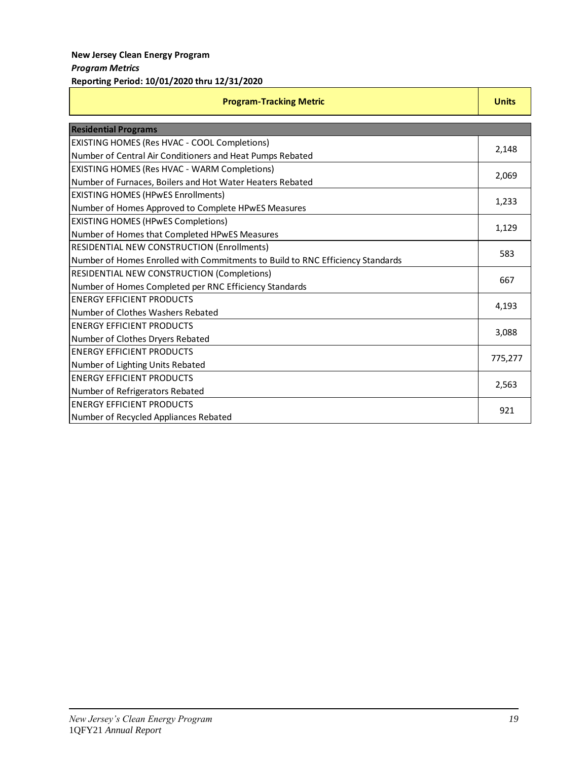**New Jersey Clean Energy Program**

***Program Metrics***

**Reporting Period: 10/01/2020 thru 12/31/2020**

| Program-Tracking Metric | Units |
|---|---|
| **Residential Programs** | |
| EXISTING HOMES (Res HVAC - COOL Completions)<br>Number of Central Air Conditioners and Heat Pumps Rebated | 2,148 |
| EXISTING HOMES (Res HVAC - WARM Completions)<br>Number of Furnaces, Boilers and Hot Water Heaters Rebated | 2,069 |
| EXISTING HOMES (HPwES Enrollments)<br>Number of Homes Approved to Complete HPwES Measures | 1,233 |
| EXISTING HOMES (HPwES Completions)<br>Number of Homes that Completed HPwES Measures | 1,129 |
| RESIDENTIAL NEW CONSTRUCTION (Enrollments)<br>Number of Homes Enrolled with Commitments to Build to RNC Efficiency Standards | 583 |
| RESIDENTIAL NEW CONSTRUCTION (Completions)<br>Number of Homes Completed per RNC Efficiency Standards | 667 |
| ENERGY EFFICIENT PRODUCTS<br>Number of Clothes Washers Rebated | 4,193 |
| ENERGY EFFICIENT PRODUCTS<br>Number of Clothes Dryers Rebated | 3,088 |
| ENERGY EFFICIENT PRODUCTS<br>Number of Lighting Units Rebated | 775,277 |
| ENERGY EFFICIENT PRODUCTS<br>Number of Refrigerators Rebated | 2,563 |
| ENERGY EFFICIENT PRODUCTS<br>Number of Recycled Appliances Rebated | 921 |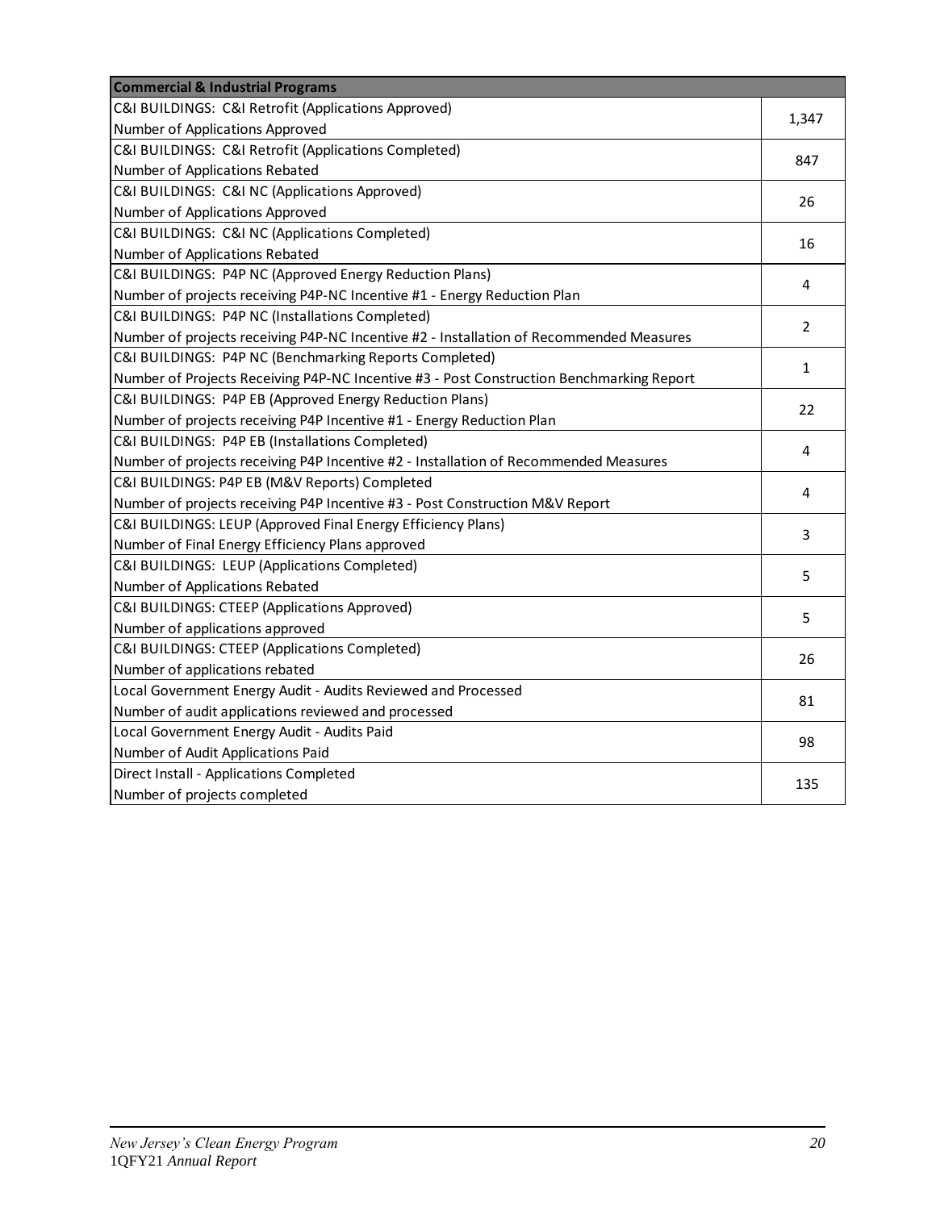| Commercial & Industrial Programs | |
|---|---|
| C&I BUILDINGS: C&I Retrofit (Applications Approved)<br>Number of Applications Approved | 1,347 |
| C&I BUILDINGS: C&I Retrofit (Applications Completed)<br>Number of Applications Rebated | 847 |
| C&I BUILDINGS: C&I NC (Applications Approved)<br>Number of Applications Approved | 26 |
| C&I BUILDINGS: C&I NC (Applications Completed)<br>Number of Applications Rebated | 16 |
| C&I BUILDINGS: P4P NC (Approved Energy Reduction Plans)<br>Number of projects receiving P4P-NC Incentive #1 - Energy Reduction Plan | 4 |
| C&I BUILDINGS: P4P NC (Installations Completed)<br>Number of projects receiving P4P-NC Incentive #2 - Installation of Recommended Measures | 2 |
| C&I BUILDINGS: P4P NC (Benchmarking Reports Completed)<br>Number of Projects Receiving P4P-NC Incentive #3 - Post Construction Benchmarking Report | 1 |
| C&I BUILDINGS: P4P EB (Approved Energy Reduction Plans)<br>Number of projects receiving P4P Incentive #1 - Energy Reduction Plan | 22 |
| C&I BUILDINGS: P4P EB (Installations Completed)<br>Number of projects receiving P4P Incentive #2 - Installation of Recommended Measures | 4 |
| C&I BUILDINGS: P4P EB (M&V Reports) Completed<br>Number of projects receiving P4P Incentive #3 - Post Construction M&V Report | 4 |
| C&I BUILDINGS: LEUP (Approved Final Energy Efficiency Plans)<br>Number of Final Energy Efficiency Plans approved | 3 |
| C&I BUILDINGS: LEUP (Applications Completed)<br>Number of Applications Rebated | 5 |
| C&I BUILDINGS: CTEEP (Applications Approved)<br>Number of applications approved | 5 |
| C&I BUILDINGS: CTEEP (Applications Completed)<br>Number of applications rebated | 26 |
| Local Government Energy Audit - Audits Reviewed and Processed<br>Number of audit applications reviewed and processed | 81 |
| Local Government Energy Audit - Audits Paid<br>Number of Audit Applications Paid | 98 |
| Direct Install - Applications Completed<br>Number of projects completed | 135 |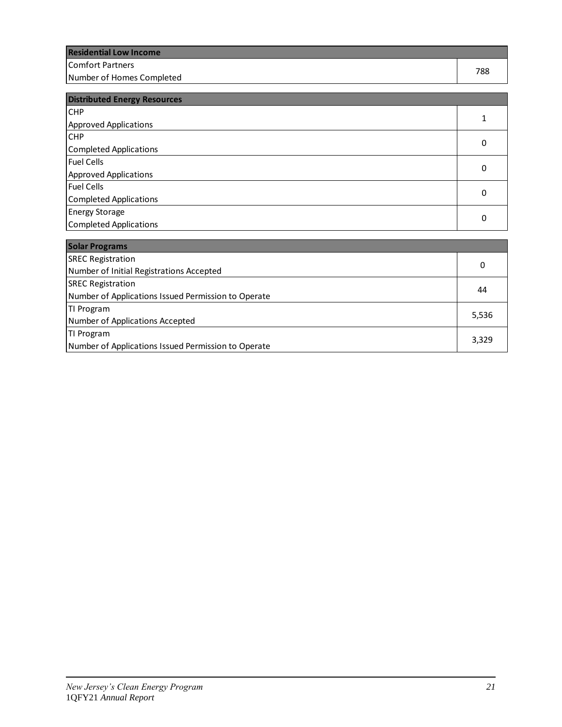| Residential Low Income | |
|---|---|
| Comfort Partners<br>Number of Homes Completed | 788 |

| Distributed Energy Resources | |
|---|---|
| CHP<br>Approved Applications | 1 |
| CHP<br>Completed Applications | 0 |
| Fuel Cells<br>Approved Applications | 0 |
| Fuel Cells<br>Completed Applications | 0 |
| Energy Storage<br>Completed Applications | 0 |

| Solar Programs | |
|---|---|
| SREC Registration<br>Number of Initial Registrations Accepted | 0 |
| SREC Registration<br>Number of Applications Issued Permission to Operate | 44 |
| TI Program<br>Number of Applications Accepted | 5,536 |
| TI Program<br>Number of Applications Issued Permission to Operate | 3,329 |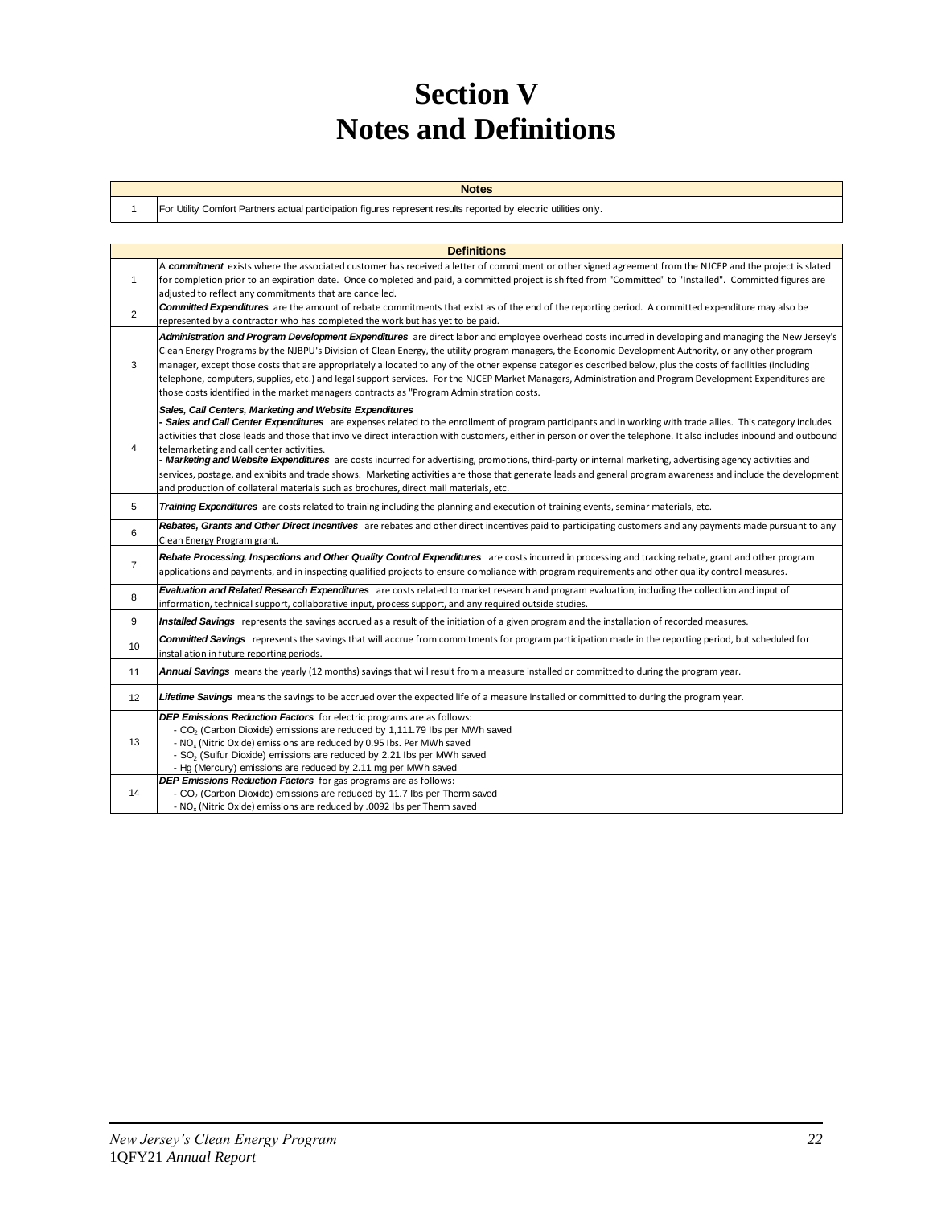# Section V
# Notes and Definitions

| | Notes |
|---|---|
| 1 | For Utility Comfort Partners actual participation figures represent results reported by electric utilities only. |

| | Definitions |
|---|---|
| 1 | A ***commitment*** exists where the associated customer has received a letter of commitment or other signed agreement from the NJCEP and the project is slated for completion prior to an expiration date. Once completed and paid, a committed project is shifted from "Committed" to "Installed". Committed figures are adjusted to reflect any commitments that are cancelled. |
| 2 | ***Committed Expenditures*** are the amount of rebate commitments that exist as of the end of the reporting period. A committed expenditure may also be represented by a contractor who has completed the work but has yet to be paid. |
| 3 | ***Administration and Program Development Expenditures*** are direct labor and employee overhead costs incurred in developing and managing the New Jersey's Clean Energy Programs by the NJBPU's Division of Clean Energy, the utility program managers, the Economic Development Authority, or any other program manager, except those costs that are appropriately allocated to any of the other expense categories described below, plus the costs of facilities (including telephone, computers, supplies, etc.) and legal support services. For the NJCEP Market Managers, Administration and Program Development Expenditures are those costs identified in the market managers contracts as "Program Administration costs. |
| 4 | ***Sales, Call Centers, Marketing and Website Expenditures***<br>- ***Sales and Call Center Expenditures*** are expenses related to the enrollment of program participants and in working with trade allies. This category includes activities that close leads and those that involve direct interaction with customers, either in person or over the telephone. It also includes inbound and outbound telemarketing and call center activities.<br>- ***Marketing and Website Expenditures*** are costs incurred for advertising, promotions, third-party or internal marketing, advertising agency activities and services, postage, and exhibits and trade shows. Marketing activities are those that generate leads and general program awareness and include the development and production of collateral materials such as brochures, direct mail materials, etc. |
| 5 | ***Training Expenditures*** are costs related to training including the planning and execution of training events, seminar materials, etc. |
| 6 | ***Rebates, Grants and Other Direct Incentives*** are rebates and other direct incentives paid to participating customers and any payments made pursuant to any Clean Energy Program grant. |
| 7 | ***Rebate Processing, Inspections and Other Quality Control Expenditures*** are costs incurred in processing and tracking rebate, grant and other program applications and payments, and in inspecting qualified projects to ensure compliance with program requirements and other quality control measures. |
| 8 | ***Evaluation and Related Research Expenditures*** are costs related to market research and program evaluation, including the collection and input of information, technical support, collaborative input, process support, and any required outside studies. |
| 9 | ***Installed Savings*** represents the savings accrued as a result of the initiation of a given program and the installation of recorded measures. |
| 10 | ***Committed Savings*** represents the savings that will accrue from commitments for program participation made in the reporting period, but scheduled for installation in future reporting periods. |
| 11 | ***Annual Savings*** means the yearly (12 months) savings that will result from a measure installed or committed to during the program year. |
| 12 | ***Lifetime Savings*** means the savings to be accrued over the expected life of a measure installed or committed to during the program year. |
| 13 | ***DEP Emissions Reduction Factors*** for electric programs are as follows:<br>- $CO_2$ (Carbon Dioxide) emissions are reduced by 1,111.79 lbs per MWh saved<br>- $NO_x$ (Nitric Oxide) emissions are reduced by 0.95 lbs. Per MWh saved<br>- $SO_2$ (Sulfur Dioxide) emissions are reduced by 2.21 lbs per MWh saved<br>- Hg (Mercury) emissions are reduced by 2.11 mg per MWh saved |
| 14 | ***DEP Emissions Reduction Factors*** for gas programs are as follows:<br>- $CO_2$ (Carbon Dioxide) emissions are reduced by 11.7 lbs per Therm saved<br>- $NO_x$ (Nitric Oxide) emissions are reduced by .0092 lbs per Therm saved |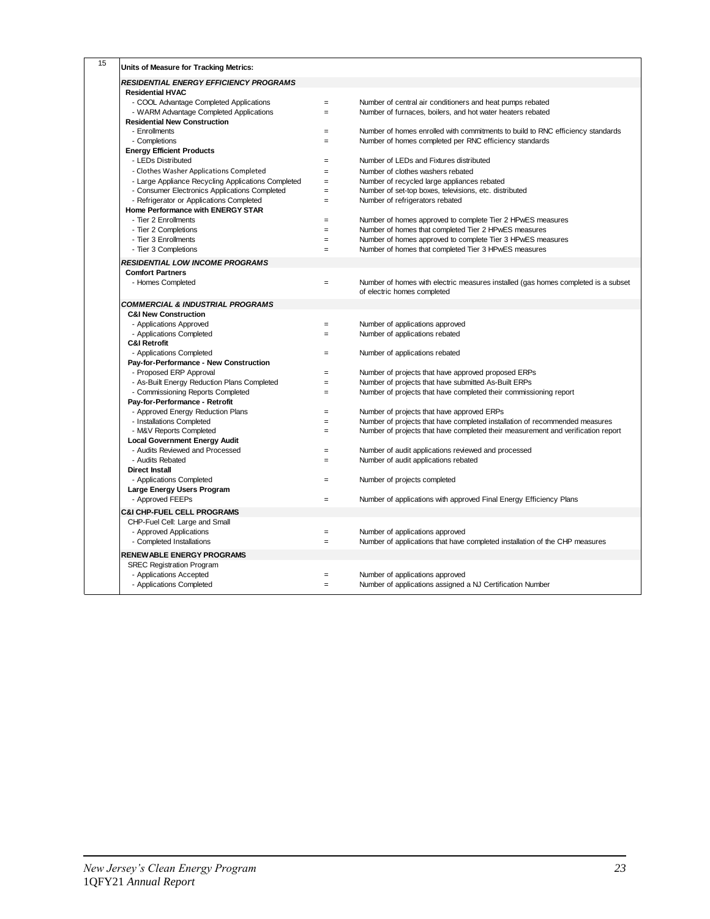15

**Units of Measure for Tracking Metrics:**

| | | |
|---|---|---|
| ***RESIDENTIAL ENERGY EFFICIENCY PROGRAMS*** | | |
| **Residential HVAC** | | |
| - COOL Advantage Completed Applications | = | Number of central air conditioners and heat pumps rebated |
| - WARM Advantage Completed Applications | = | Number of furnaces, boilers, and hot water heaters rebated |
| **Residential New Construction** | | |
| - Enrollments | = | Number of homes enrolled with commitments to build to RNC efficiency standards |
| - Completions | = | Number of homes completed per RNC efficiency standards |
| **Energy Efficient Products** | | |
| - LEDs Distributed | = | Number of LEDs and Fixtures distributed |
| - Clothes Washer Applications Completed | = | Number of clothes washers rebated |
| - Large Appliance Recycling Applications Completed | = | Number of recycled large appliances rebated |
| - Consumer Electronics Applications Completed | = | Number of set-top boxes, televisions, etc. distributed |
| - Refrigerator or Applications Completed | = | Number of refrigerators rebated |
| **Home Performance with ENERGY STAR** | | |
| - Tier 2 Enrollments | = | Number of homes approved to complete Tier 2 HPwES measures |
| - Tier 2 Completions | = | Number of homes that completed Tier 2 HPwES measures |
| - Tier 3 Enrollments | = | Number of homes approved to complete Tier 3 HPwES measures |
| - Tier 3 Completions | = | Number of homes that completed Tier 3 HPwES measures |
| ***RESIDENTIAL LOW INCOME PROGRAMS*** | | |
| **Comfort Partners** | | |
| - Homes Completed | = | Number of homes with electric measures installed (gas homes completed is a subset of electric homes completed |
| ***COMMERCIAL & INDUSTRIAL PROGRAMS*** | | |
| **C&I New Construction** | | |
| - Applications Approved | = | Number of applications approved |
| - Applications Completed | = | Number of applications rebated |
| **C&I Retrofit** | | |
| - Applications Completed | = | Number of applications rebated |
| **Pay-for-Performance - New Construction** | | |
| - Proposed ERP Approval | = | Number of projects that have approved proposed ERPs |
| - As-Built Energy Reduction Plans Completed | = | Number of projects that have submitted As-Built ERPs |
| - Commissioning Reports Completed | = | Number of projects that have completed their commissioning report |
| **Pay-for-Performance - Retrofit** | | |
| - Approved Energy Reduction Plans | = | Number of projects that have approved ERPs |
| - Installations Completed | = | Number of projects that have completed installation of recommended measures |
| - M&V Reports Completed | = | Number of projects that have completed their measurement and verification report |
| **Local Government Energy Audit** | | |
| - Audits Reviewed and Processed | = | Number of audit applications reviewed and processed |
| - Audits Rebated | = | Number of audit applications rebated |
| **Direct Install** | | |
| - Applications Completed | = | Number of projects completed |
| **Large Energy Users Program** | | |
| - Approved FEEPs | = | Number of applications with approved Final Energy Efficiency Plans |
| **C&I CHP-FUEL CELL PROGRAMS** | | |
| CHP-Fuel Cell: Large and Small | | |
| - Approved Applications | = | Number of applications approved |
| - Completed Installations | = | Number of applications that have completed installation of the CHP measures |
| **RENEWABLE ENERGY PROGRAMS** | | |
| SREC Registration Program | | |
| - Applications Accepted | = | Number of applications approved |
| - Applications Completed | = | Number of applications assigned a NJ Certification Number |